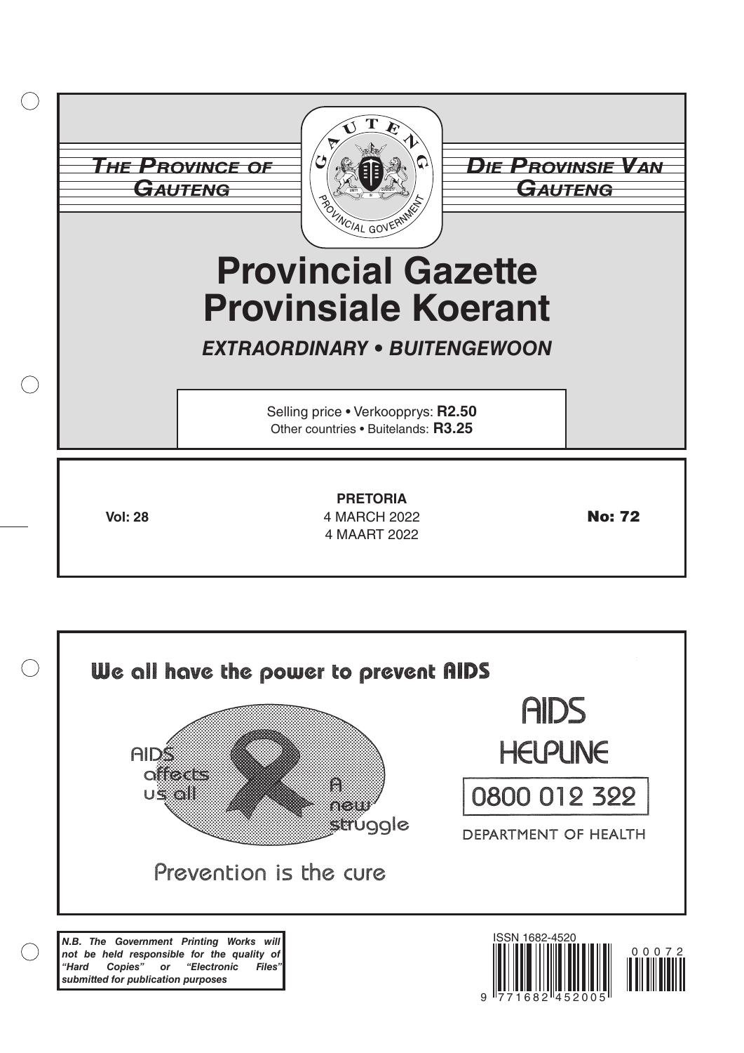**THE PROVINCE OF GAUTENG**

**DIE PROVINSIE VAN GAUTENG**

# Provincial Gazette
# Provinsiale Koerant

***EXTRAORDINARY • BUITENGEWOON***

Selling price • Verkoopprys: **R2.50**
Other countries • Buitelands: **R3.25**

**Vol: 28**

**PRETORIA**
4 MARCH 2022
4 MAART 2022

**No: 72**

**We all have the power to prevent AIDS**

AIDS affects us all

A new struggle

Prevention is the cure

AIDS HELPLINE

0800 012 322

DEPARTMENT OF HEALTH

***N.B. The Government Printing Works will not be held responsible for the quality of "Hard Copies" or "Electronic Files" submitted for publication purposes***

ISSN 1682-4520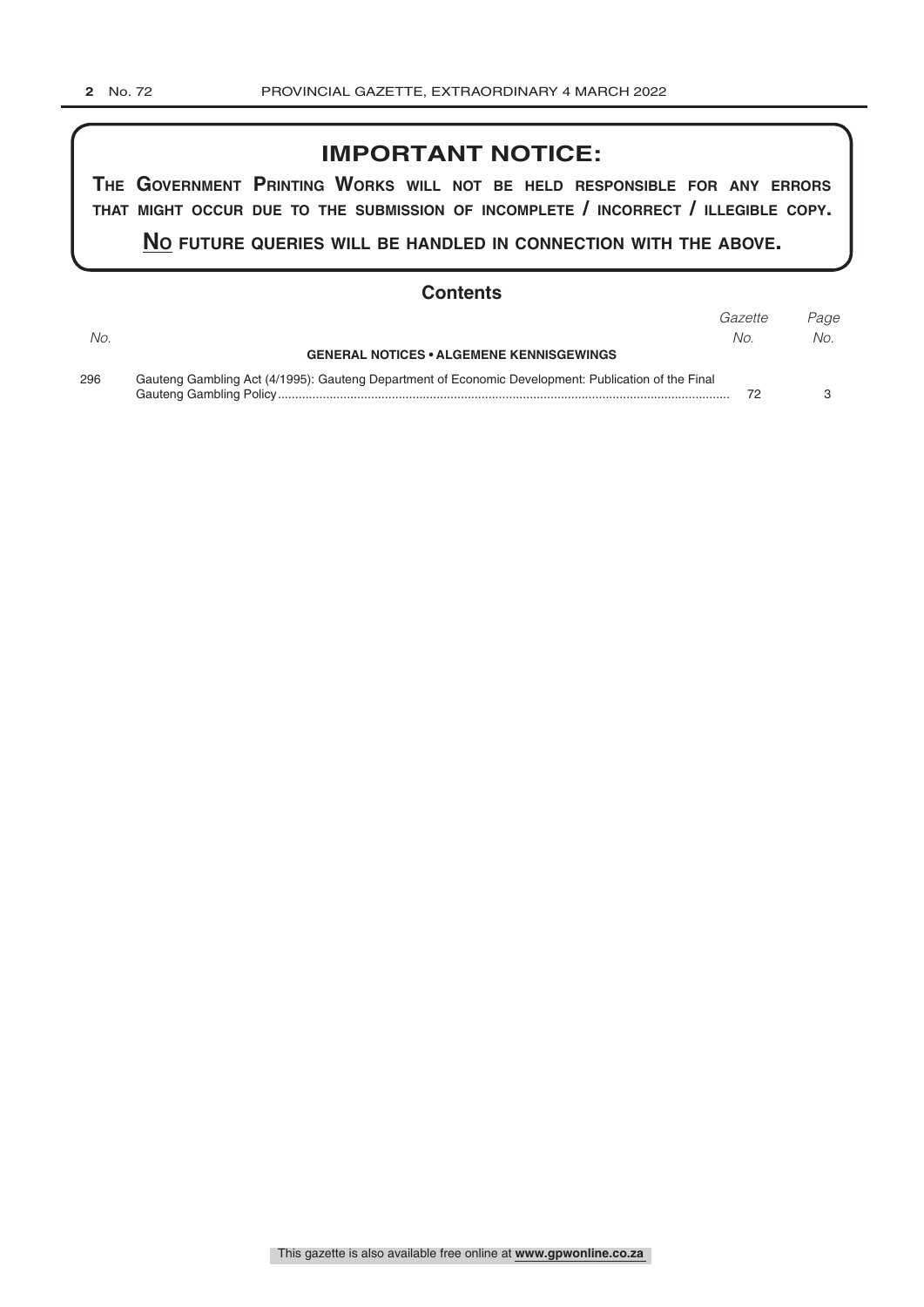## IMPORTANT NOTICE:

**THE GOVERNMENT PRINTING WORKS WILL NOT BE HELD RESPONSIBLE FOR ANY ERRORS THAT MIGHT OCCUR DUE TO THE SUBMISSION OF INCOMPLETE / INCORRECT / ILLEGIBLE COPY.**

**NO FUTURE QUERIES WILL BE HANDLED IN CONNECTION WITH THE ABOVE.**

## Contents

| *No.* | | *Gazette No.* | *Page No.* |
|---|---|---|---|
| | **GENERAL NOTICES • ALGEMENE KENNISGEWINGS** | | |
| 296 | Gauteng Gambling Act (4/1995): Gauteng Department of Economic Development: Publication of the Final Gauteng Gambling Policy | 72 | 3 |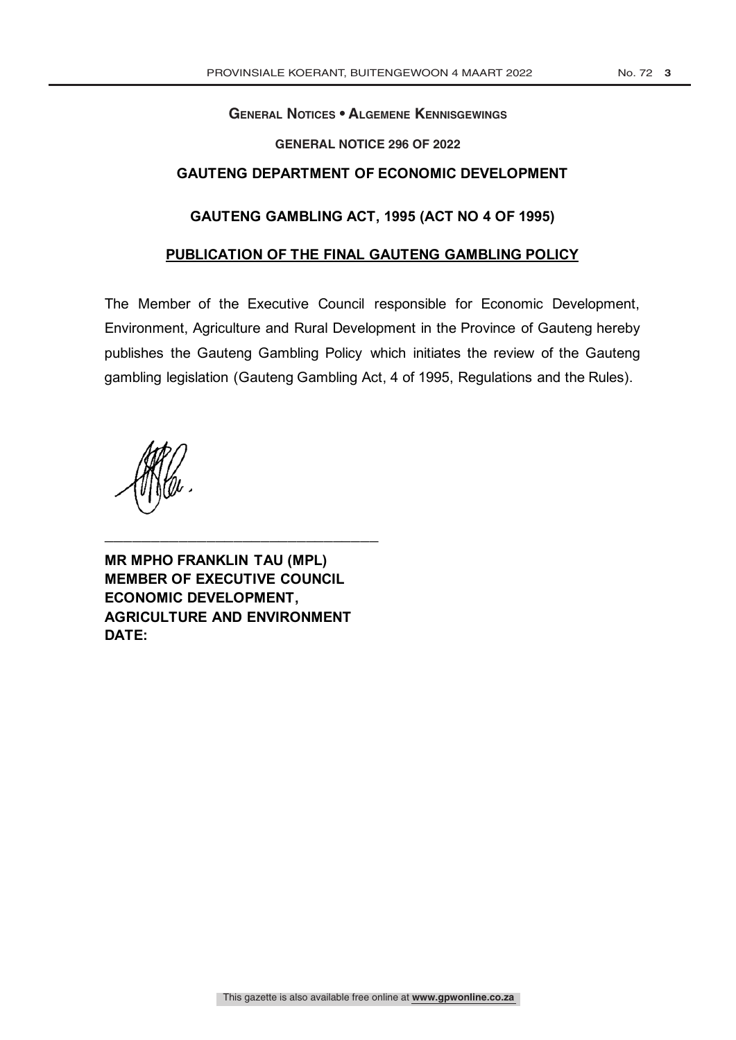## GENERAL NOTICES • ALGEMENE KENNISGEWINGS

**GENERAL NOTICE 296 OF 2022**

**GAUTENG DEPARTMENT OF ECONOMIC DEVELOPMENT**

**GAUTENG GAMBLING ACT, 1995 (ACT NO 4 OF 1995)**

**PUBLICATION OF THE FINAL GAUTENG GAMBLING POLICY**

The Member of the Executive Council responsible for Economic Development, Environment, Agriculture and Rural Development in the Province of Gauteng hereby publishes the Gauteng Gambling Policy which initiates the review of the Gauteng gambling legislation (Gauteng Gambling Act, 4 of 1995, Regulations and the Rules).

\_\_\_\_\_\_\_\_\_\_\_\_\_\_\_\_\_\_\_\_\_\_\_\_\_\_\_\_\_\_\_\_\_\_\_\_

**MR MPHO FRANKLIN TAU (MPL)**
**MEMBER OF EXECUTIVE COUNCIL**
**ECONOMIC DEVELOPMENT,**
**AGRICULTURE AND ENVIRONMENT**
**DATE:**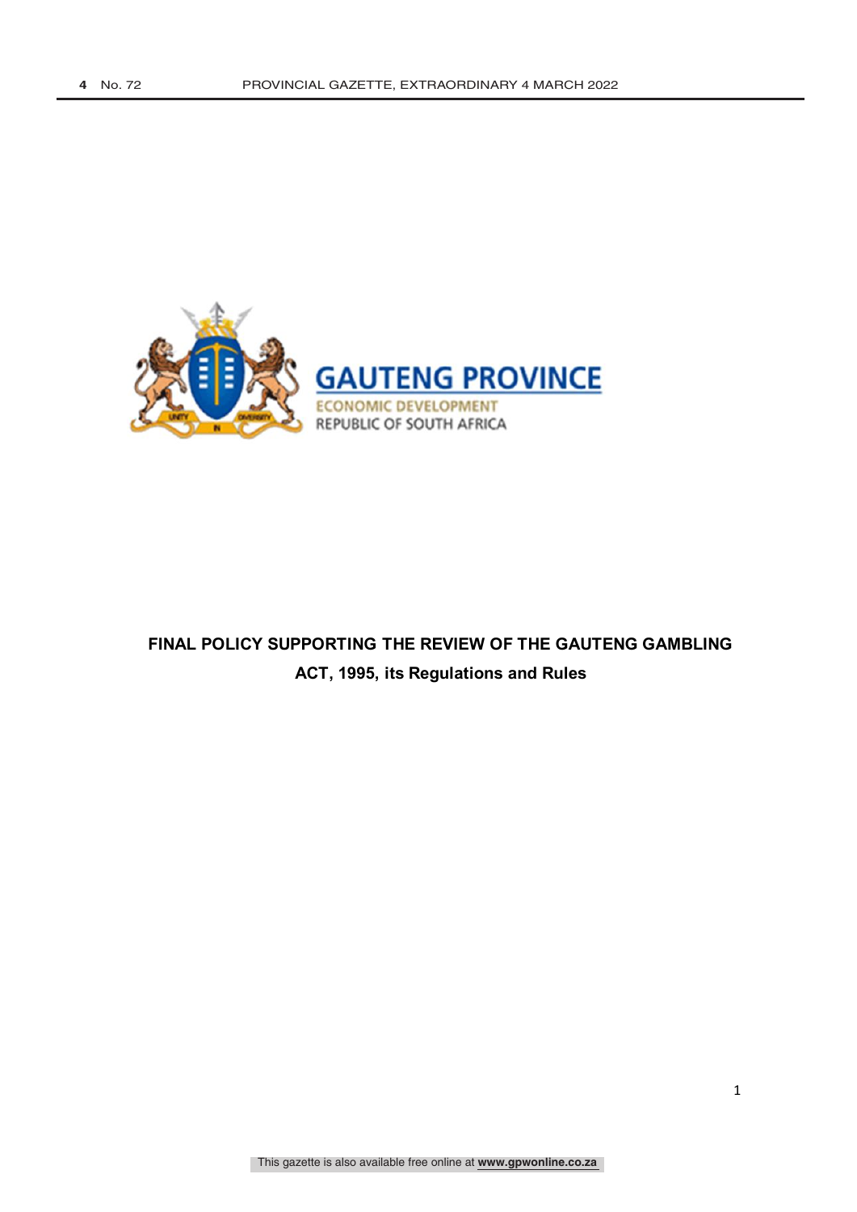GAUTENG PROVINCE

ECONOMIC DEVELOPMENT

REPUBLIC OF SOUTH AFRICA

**FINAL POLICY SUPPORTING THE REVIEW OF THE GAUTENG GAMBLING ACT, 1995, its Regulations and Rules**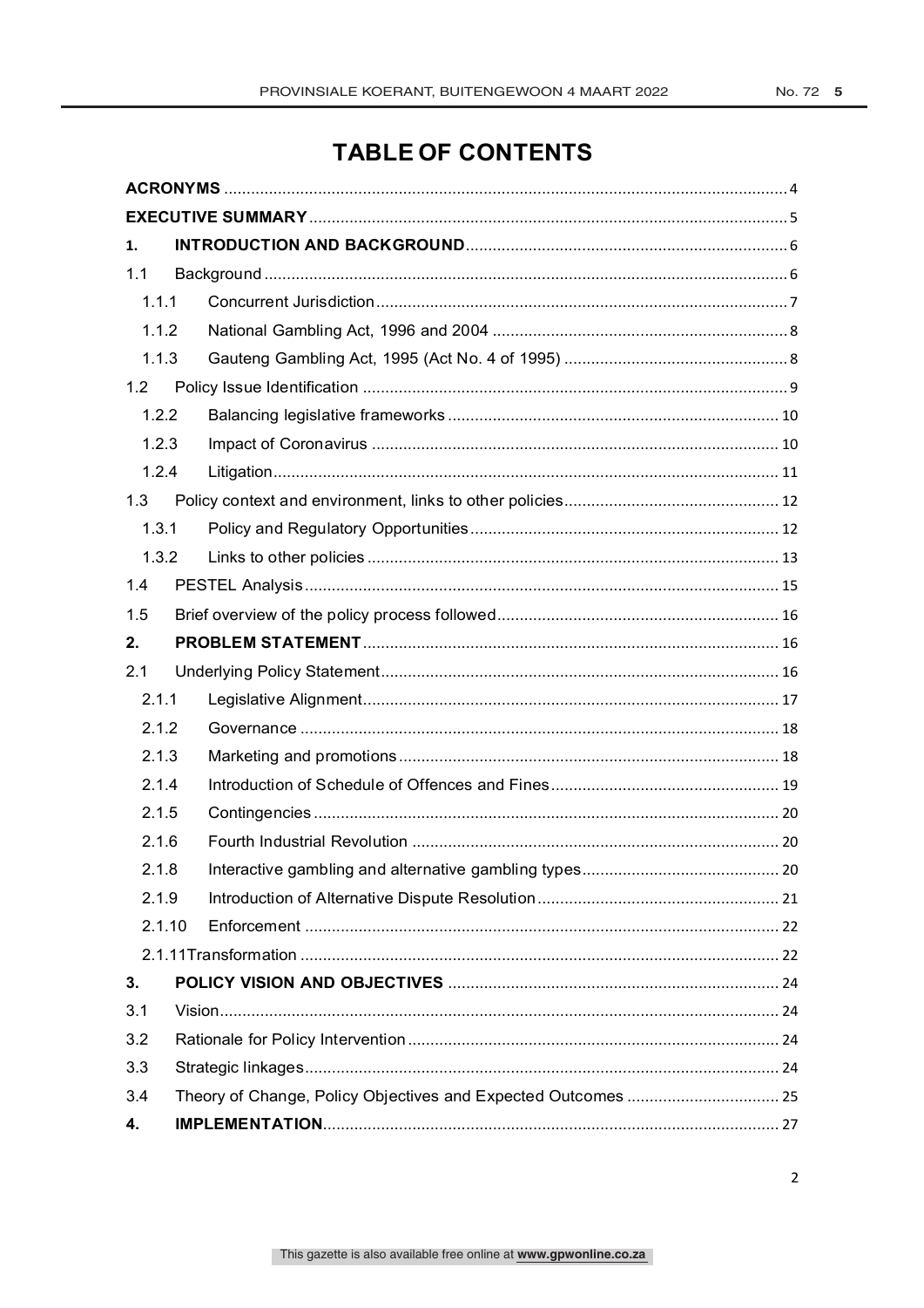# TABLE OF CONTENTS

| | | |
|---|---|---|
| **ACRONYMS** | | 4 |
| **EXECUTIVE SUMMARY** | | 5 |
| **1.** | **INTRODUCTION AND BACKGROUND** | 6 |
| 1.1 | Background | 6 |
| 1.1.1 | Concurrent Jurisdiction | 7 |
| 1.1.2 | National Gambling Act, 1996 and 2004 | 8 |
| 1.1.3 | Gauteng Gambling Act, 1995 (Act No. 4 of 1995) | 8 |
| 1.2 | Policy Issue Identification | 9 |
| 1.2.2 | Balancing legislative frameworks | 10 |
| 1.2.3 | Impact of Coronavirus | 10 |
| 1.2.4 | Litigation | 11 |
| 1.3 | Policy context and environment, links to other policies | 12 |
| 1.3.1 | Policy and Regulatory Opportunities | 12 |
| 1.3.2 | Links to other policies | 13 |
| 1.4 | PESTEL Analysis | 15 |
| 1.5 | Brief overview of the policy process followed | 16 |
| **2.** | **PROBLEM STATEMENT** | 16 |
| 2.1 | Underlying Policy Statement | 16 |
| 2.1.1 | Legislative Alignment | 17 |
| 2.1.2 | Governance | 18 |
| 2.1.3 | Marketing and promotions | 18 |
| 2.1.4 | Introduction of Schedule of Offences and Fines | 19 |
| 2.1.5 | Contingencies | 20 |
| 2.1.6 | Fourth Industrial Revolution | 20 |
| 2.1.8 | Interactive gambling and alternative gambling types | 20 |
| 2.1.9 | Introduction of Alternative Dispute Resolution | 21 |
| 2.1.10 | Enforcement | 22 |
| 2.1.11 | Transformation | 22 |
| **3.** | **POLICY VISION AND OBJECTIVES** | 24 |
| 3.1 | Vision | 24 |
| 3.2 | Rationale for Policy Intervention | 24 |
| 3.3 | Strategic linkages | 24 |
| 3.4 | Theory of Change, Policy Objectives and Expected Outcomes | 25 |
| **4.** | **IMPLEMENTATION** | 27 |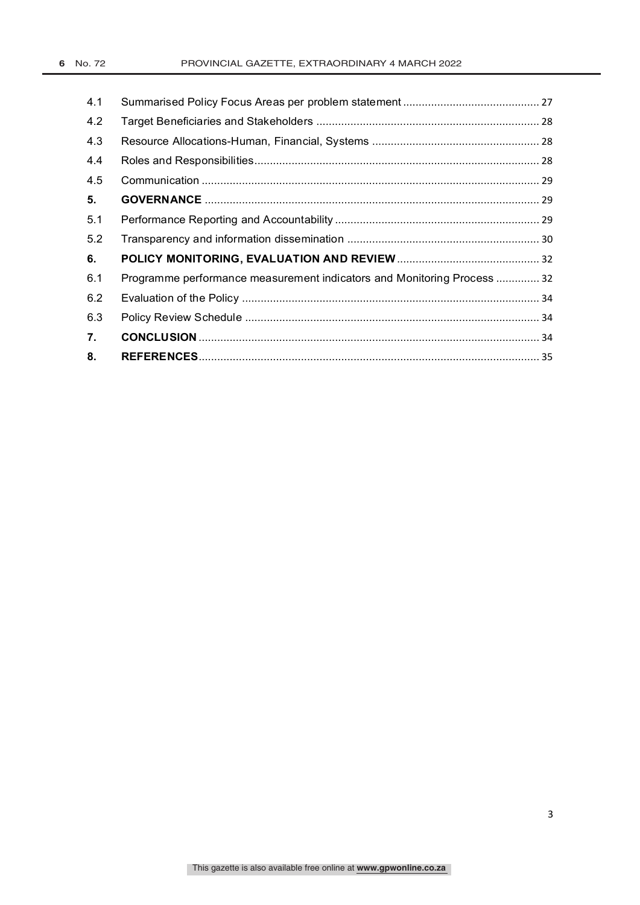| | | |
|---|---|---|
| 4.1 | Summarised Policy Focus Areas per problem statement | 27 |
| 4.2 | Target Beneficiaries and Stakeholders | 28 |
| 4.3 | Resource Allocations-Human, Financial, Systems | 28 |
| 4.4 | Roles and Responsibilities | 28 |
| 4.5 | Communication | 29 |
| **5.** | **GOVERNANCE** | 29 |
| 5.1 | Performance Reporting and Accountability | 29 |
| 5.2 | Transparency and information dissemination | 30 |
| **6.** | **POLICY MONITORING, EVALUATION AND REVIEW** | 32 |
| 6.1 | Programme performance measurement indicators and Monitoring Process | 32 |
| 6.2 | Evaluation of the Policy | 34 |
| 6.3 | Policy Review Schedule | 34 |
| **7.** | **CONCLUSION** | 34 |
| **8.** | **REFERENCES** | 35 |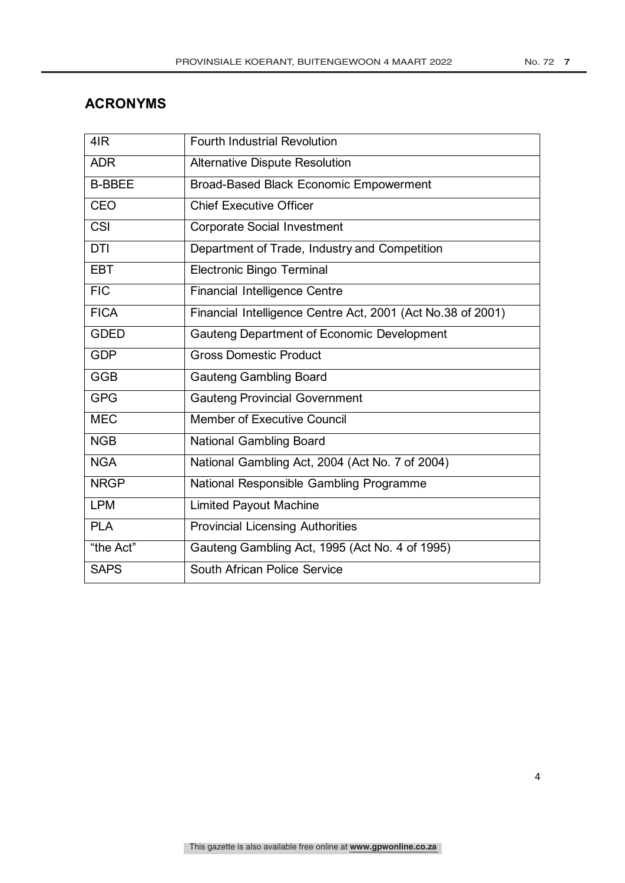## ACRONYMS

| | |
|---|---|
| 4IR | Fourth Industrial Revolution |
| ADR | Alternative Dispute Resolution |
| B-BBEE | Broad-Based Black Economic Empowerment |
| CEO | Chief Executive Officer |
| CSI | Corporate Social Investment |
| DTI | Department of Trade, Industry and Competition |
| EBT | Electronic Bingo Terminal |
| FIC | Financial Intelligence Centre |
| FICA | Financial Intelligence Centre Act, 2001 (Act No.38 of 2001) |
| GDED | Gauteng Department of Economic Development |
| GDP | Gross Domestic Product |
| GGB | Gauteng Gambling Board |
| GPG | Gauteng Provincial Government |
| MEC | Member of Executive Council |
| NGB | National Gambling Board |
| NGA | National Gambling Act, 2004 (Act No. 7 of 2004) |
| NRGP | National Responsible Gambling Programme |
| LPM | Limited Payout Machine |
| PLA | Provincial Licensing Authorities |
| "the Act" | Gauteng Gambling Act, 1995 (Act No. 4 of 1995) |
| SAPS | South African Police Service |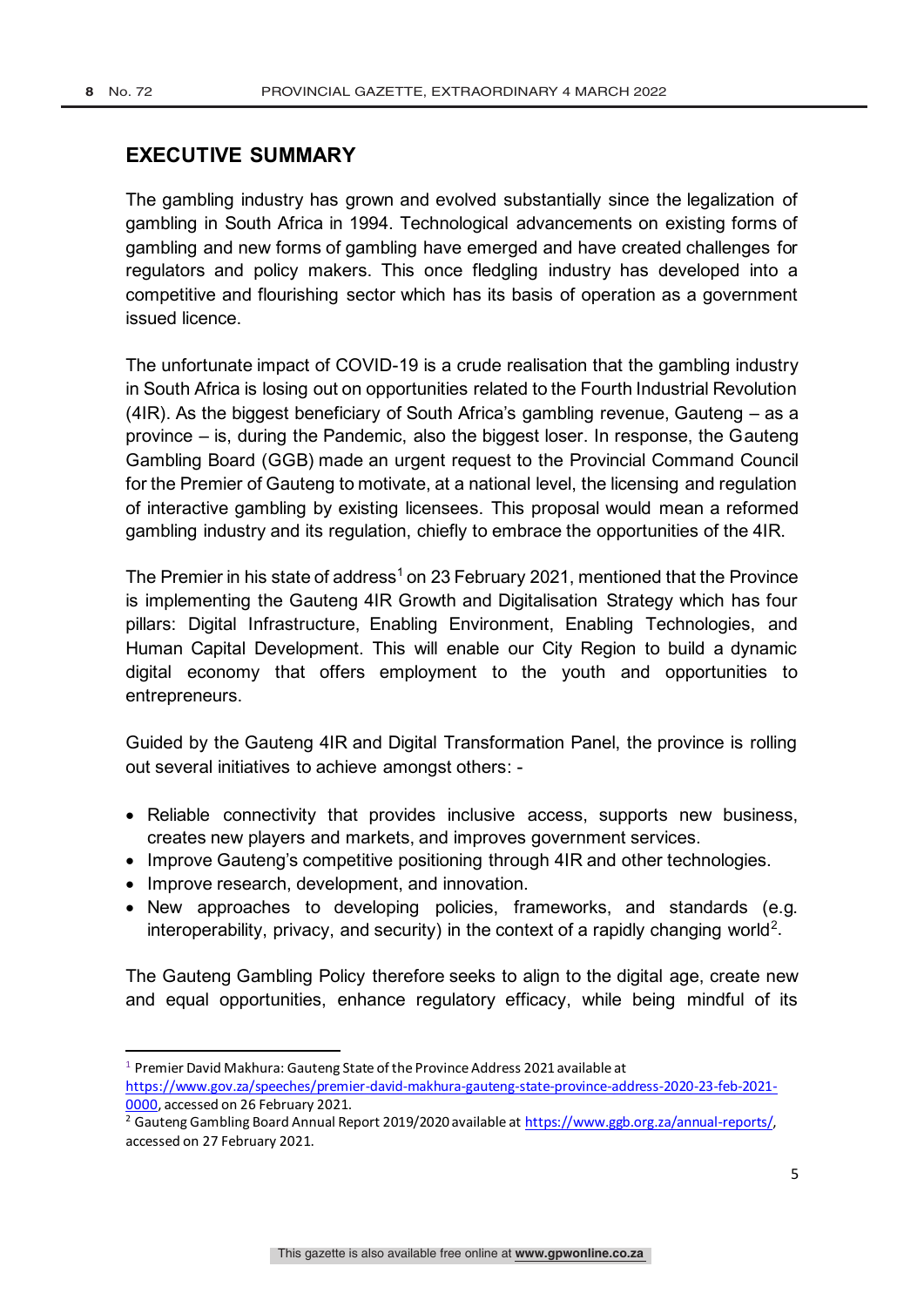## EXECUTIVE SUMMARY

The gambling industry has grown and evolved substantially since the legalization of gambling in South Africa in 1994. Technological advancements on existing forms of gambling and new forms of gambling have emerged and have created challenges for regulators and policy makers. This once fledgling industry has developed into a competitive and flourishing sector which has its basis of operation as a government issued licence.

The unfortunate impact of COVID-19 is a crude realisation that the gambling industry in South Africa is losing out on opportunities related to the Fourth Industrial Revolution (4IR). As the biggest beneficiary of South Africa's gambling revenue, Gauteng – as a province – is, during the Pandemic, also the biggest loser. In response, the Gauteng Gambling Board (GGB) made an urgent request to the Provincial Command Council for the Premier of Gauteng to motivate, at a national level, the licensing and regulation of interactive gambling by existing licensees. This proposal would mean a reformed gambling industry and its regulation, chiefly to embrace the opportunities of the 4IR.

The Premier in his state of address[1] on 23 February 2021, mentioned that the Province is implementing the Gauteng 4IR Growth and Digitalisation Strategy which has four pillars: Digital Infrastructure, Enabling Environment, Enabling Technologies, and Human Capital Development. This will enable our City Region to build a dynamic digital economy that offers employment to the youth and opportunities to entrepreneurs.

Guided by the Gauteng 4IR and Digital Transformation Panel, the province is rolling out several initiatives to achieve amongst others: -

- Reliable connectivity that provides inclusive access, supports new business, creates new players and markets, and improves government services.
- Improve Gauteng's competitive positioning through 4IR and other technologies.
- Improve research, development, and innovation.
- New approaches to developing policies, frameworks, and standards (e.g. interoperability, privacy, and security) in the context of a rapidly changing world[2].

The Gauteng Gambling Policy therefore seeks to align to the digital age, create new and equal opportunities, enhance regulatory efficacy, while being mindful of its

---

[1] Premier David Makhura: Gauteng State of the Province Address 2021 available at https://www.gov.za/speeches/premier-david-makhura-gauteng-state-province-address-2020-23-feb-2021-0000, accessed on 26 February 2021.

[2] Gauteng Gambling Board Annual Report 2019/2020 available at https://www.ggb.org.za/annual-reports/, accessed on 27 February 2021.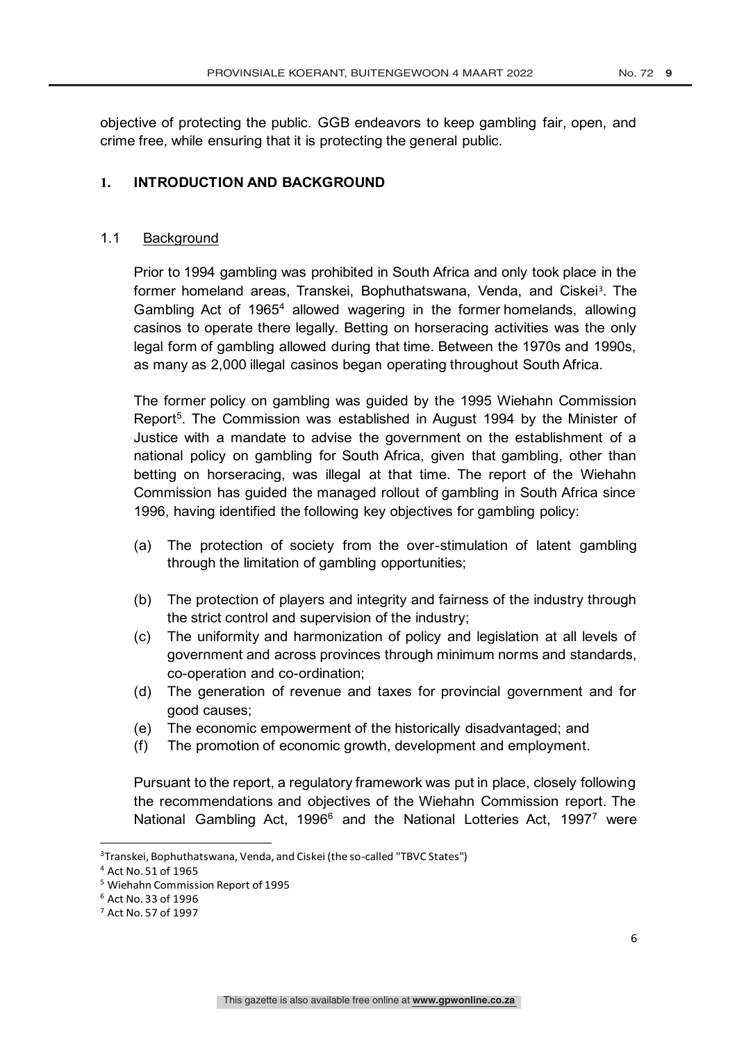objective of protecting the public. GGB endeavors to keep gambling fair, open, and crime free, while ensuring that it is protecting the general public.

## 1. INTRODUCTION AND BACKGROUND

### 1.1 Background

Prior to 1994 gambling was prohibited in South Africa and only took place in the former homeland areas, Transkei, Bophuthatswana, Venda, and Ciskei[3]. The Gambling Act of 1965[4] allowed wagering in the former homelands, allowing casinos to operate there legally. Betting on horseracing activities was the only legal form of gambling allowed during that time. Between the 1970s and 1990s, as many as 2,000 illegal casinos began operating throughout South Africa.

The former policy on gambling was guided by the 1995 Wiehahn Commission Report[5]. The Commission was established in August 1994 by the Minister of Justice with a mandate to advise the government on the establishment of a national policy on gambling for South Africa, given that gambling, other than betting on horseracing, was illegal at that time. The report of the Wiehahn Commission has guided the managed rollout of gambling in South Africa since 1996, having identified the following key objectives for gambling policy:

(a) The protection of society from the over-stimulation of latent gambling through the limitation of gambling opportunities;

(b) The protection of players and integrity and fairness of the industry through the strict control and supervision of the industry;

(c) The uniformity and harmonization of policy and legislation at all levels of government and across provinces through minimum norms and standards, co-operation and co-ordination;

(d) The generation of revenue and taxes for provincial government and for good causes;

(e) The economic empowerment of the historically disadvantaged; and

(f) The promotion of economic growth, development and employment.

Pursuant to the report, a regulatory framework was put in place, closely following the recommendations and objectives of the Wiehahn Commission report. The National Gambling Act, 1996[6] and the National Lotteries Act, 1997[7] were

---

[3] Transkei, Bophuthatswana, Venda, and Ciskei (the so-called "TBVC States")

[4] Act No. 51 of 1965

[5] Wiehahn Commission Report of 1995

[6] Act No. 33 of 1996

[7] Act No. 57 of 1997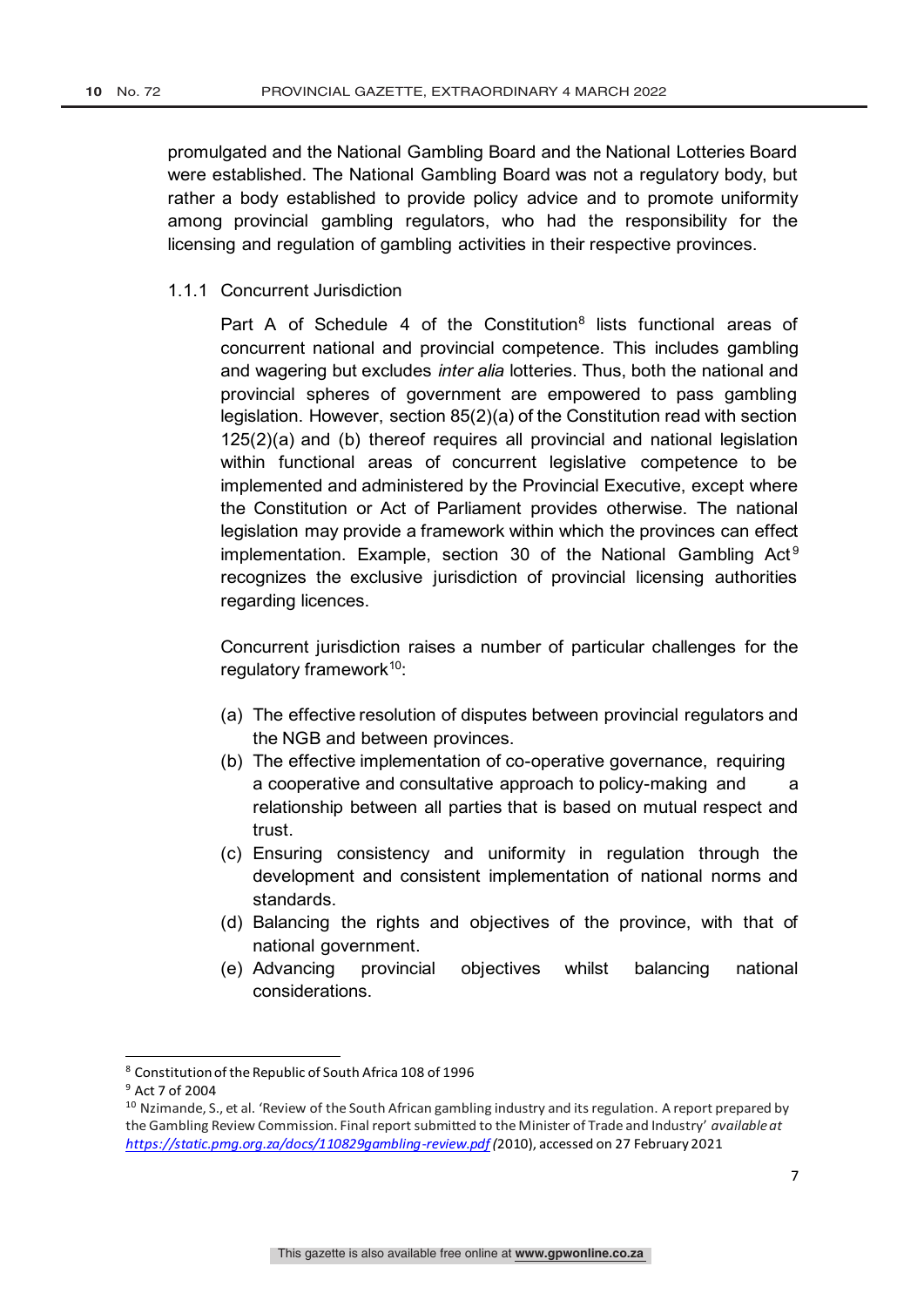promulgated and the National Gambling Board and the National Lotteries Board were established. The National Gambling Board was not a regulatory body, but rather a body established to provide policy advice and to promote uniformity among provincial gambling regulators, who had the responsibility for the licensing and regulation of gambling activities in their respective provinces.

### 1.1.1 Concurrent Jurisdiction

Part A of Schedule 4 of the Constitution[8] lists functional areas of concurrent national and provincial competence. This includes gambling and wagering but excludes *inter alia* lotteries. Thus, both the national and provincial spheres of government are empowered to pass gambling legislation. However, section 85(2)(a) of the Constitution read with section 125(2)(a) and (b) thereof requires all provincial and national legislation within functional areas of concurrent legislative competence to be implemented and administered by the Provincial Executive, except where the Constitution or Act of Parliament provides otherwise. The national legislation may provide a framework within which the provinces can effect implementation. Example, section 30 of the National Gambling Act[9] recognizes the exclusive jurisdiction of provincial licensing authorities regarding licences.

Concurrent jurisdiction raises a number of particular challenges for the regulatory framework[10]:

(a) The effective resolution of disputes between provincial regulators and the NGB and between provinces.

(b) The effective implementation of co-operative governance, requiring a cooperative and consultative approach to policy-making and a relationship between all parties that is based on mutual respect and trust.

(c) Ensuring consistency and uniformity in regulation through the development and consistent implementation of national norms and standards.

(d) Balancing the rights and objectives of the province, with that of national government.

(e) Advancing provincial objectives whilst balancing national considerations.

---

[8] Constitution of the Republic of South Africa 108 of 1996

[9] Act 7 of 2004

[10] Nzimande, S., et al. 'Review of the South African gambling industry and its regulation. A report prepared by the Gambling Review Commission. Final report submitted to the Minister of Trade and Industry' *available at* *https://static.pmg.org.za/docs/110829gambling-review.pdf* (2010), accessed on 27 February 2021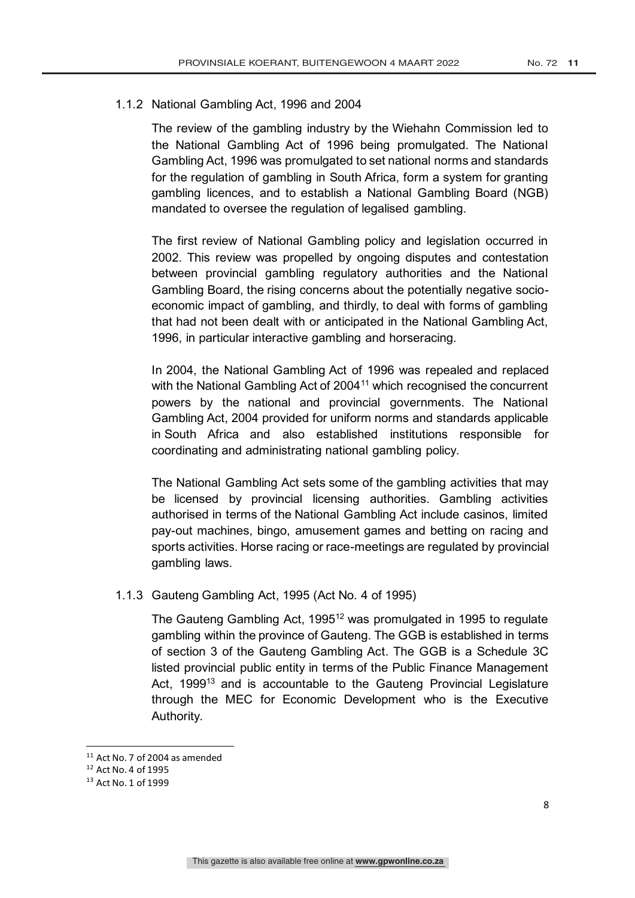### 1.1.2 National Gambling Act, 1996 and 2004

The review of the gambling industry by the Wiehahn Commission led to the National Gambling Act of 1996 being promulgated. The National Gambling Act, 1996 was promulgated to set national norms and standards for the regulation of gambling in South Africa, form a system for granting gambling licences, and to establish a National Gambling Board (NGB) mandated to oversee the regulation of legalised gambling.

The first review of National Gambling policy and legislation occurred in 2002. This review was propelled by ongoing disputes and contestation between provincial gambling regulatory authorities and the National Gambling Board, the rising concerns about the potentially negative socio-economic impact of gambling, and thirdly, to deal with forms of gambling that had not been dealt with or anticipated in the National Gambling Act, 1996, in particular interactive gambling and horseracing.

In 2004, the National Gambling Act of 1996 was repealed and replaced with the National Gambling Act of 2004[11] which recognised the concurrent powers by the national and provincial governments. The National Gambling Act, 2004 provided for uniform norms and standards applicable in South Africa and also established institutions responsible for coordinating and administrating national gambling policy.

The National Gambling Act sets some of the gambling activities that may be licensed by provincial licensing authorities. Gambling activities authorised in terms of the National Gambling Act include casinos, limited pay-out machines, bingo, amusement games and betting on racing and sports activities. Horse racing or race-meetings are regulated by provincial gambling laws.

### 1.1.3 Gauteng Gambling Act, 1995 (Act No. 4 of 1995)

The Gauteng Gambling Act, 1995[12] was promulgated in 1995 to regulate gambling within the province of Gauteng. The GGB is established in terms of section 3 of the Gauteng Gambling Act. The GGB is a Schedule 3C listed provincial public entity in terms of the Public Finance Management Act, 1999[13] and is accountable to the Gauteng Provincial Legislature through the MEC for Economic Development who is the Executive Authority.

---

[11] Act No. 7 of 2004 as amended

[12] Act No. 4 of 1995

[13] Act No. 1 of 1999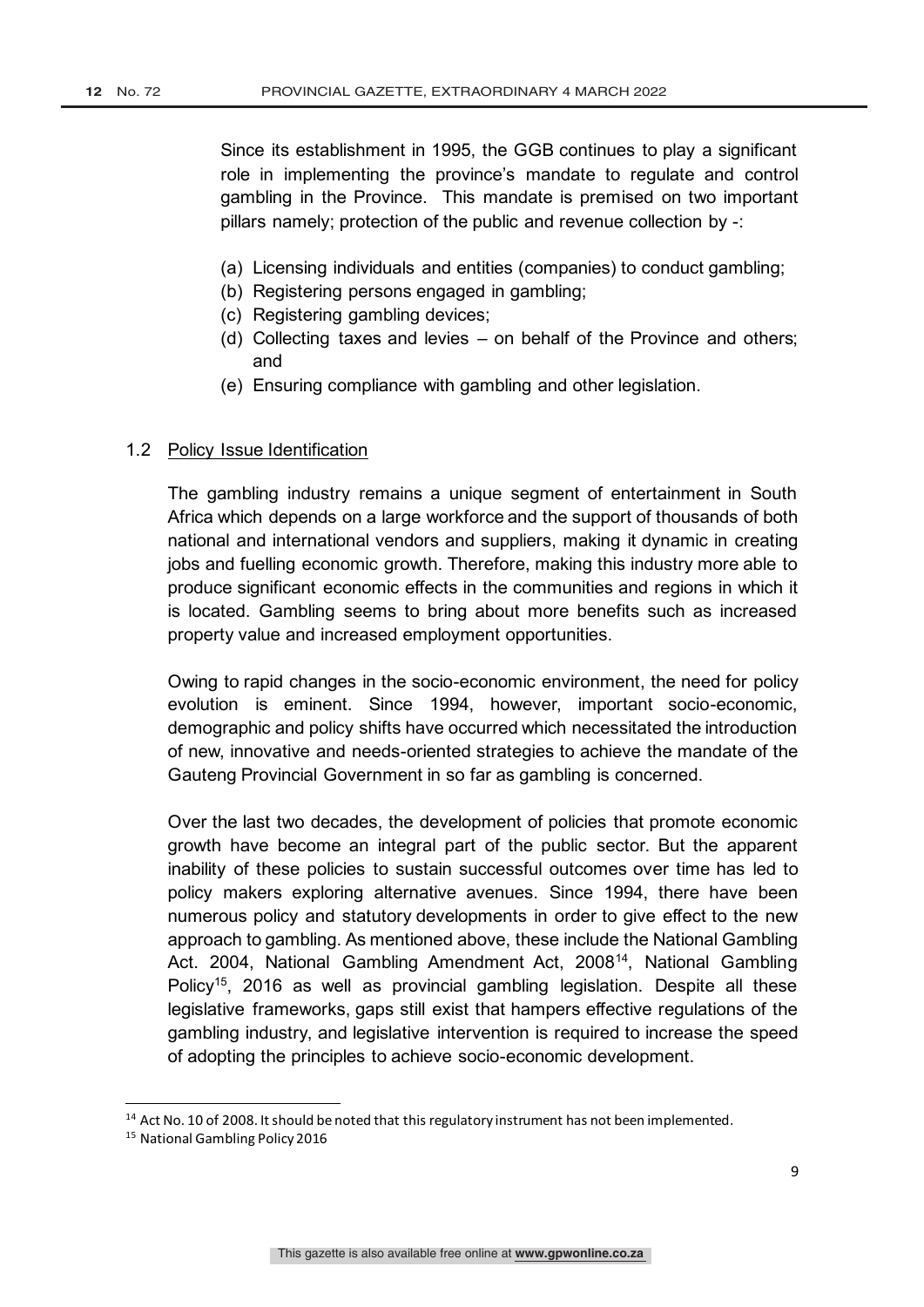Since its establishment in 1995, the GGB continues to play a significant role in implementing the province's mandate to regulate and control gambling in the Province. This mandate is premised on two important pillars namely; protection of the public and revenue collection by -:

(a) Licensing individuals and entities (companies) to conduct gambling;
(b) Registering persons engaged in gambling;
(c) Registering gambling devices;
(d) Collecting taxes and levies – on behalf of the Province and others; and
(e) Ensuring compliance with gambling and other legislation.

## 1.2 Policy Issue Identification

The gambling industry remains a unique segment of entertainment in South Africa which depends on a large workforce and the support of thousands of both national and international vendors and suppliers, making it dynamic in creating jobs and fuelling economic growth. Therefore, making this industry more able to produce significant economic effects in the communities and regions in which it is located. Gambling seems to bring about more benefits such as increased property value and increased employment opportunities.

Owing to rapid changes in the socio-economic environment, the need for policy evolution is eminent. Since 1994, however, important socio-economic, demographic and policy shifts have occurred which necessitated the introduction of new, innovative and needs-oriented strategies to achieve the mandate of the Gauteng Provincial Government in so far as gambling is concerned.

Over the last two decades, the development of policies that promote economic growth have become an integral part of the public sector. But the apparent inability of these policies to sustain successful outcomes over time has led to policy makers exploring alternative avenues. Since 1994, there have been numerous policy and statutory developments in order to give effect to the new approach to gambling. As mentioned above, these include the National Gambling Act. 2004, National Gambling Amendment Act, 2008[14], National Gambling Policy[15], 2016 as well as provincial gambling legislation. Despite all these legislative frameworks, gaps still exist that hampers effective regulations of the gambling industry, and legislative intervention is required to increase the speed of adopting the principles to achieve socio-economic development.

---

[14] Act No. 10 of 2008. It should be noted that this regulatory instrument has not been implemented.

[15] National Gambling Policy 2016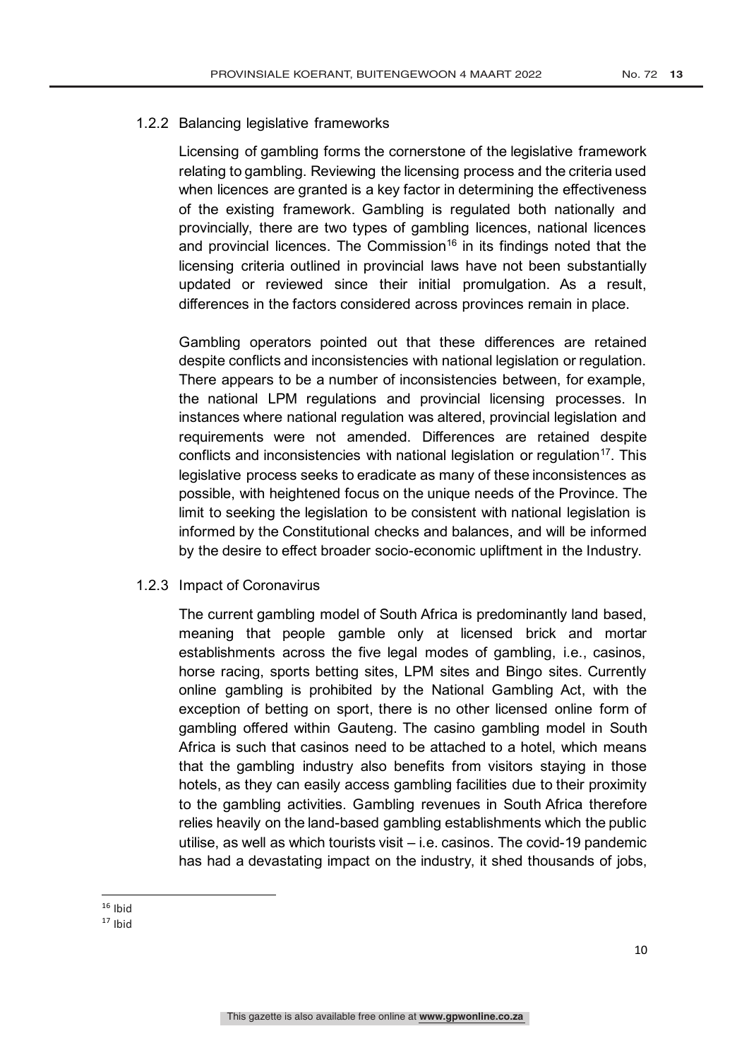### 1.2.2 Balancing legislative frameworks

Licensing of gambling forms the cornerstone of the legislative framework relating to gambling. Reviewing the licensing process and the criteria used when licences are granted is a key factor in determining the effectiveness of the existing framework. Gambling is regulated both nationally and provincially, there are two types of gambling licences, national licences and provincial licences. The Commission[16] in its findings noted that the licensing criteria outlined in provincial laws have not been substantially updated or reviewed since their initial promulgation. As a result, differences in the factors considered across provinces remain in place.

Gambling operators pointed out that these differences are retained despite conflicts and inconsistencies with national legislation or regulation. There appears to be a number of inconsistencies between, for example, the national LPM regulations and provincial licensing processes. In instances where national regulation was altered, provincial legislation and requirements were not amended. Differences are retained despite conflicts and inconsistencies with national legislation or regulation[17]. This legislative process seeks to eradicate as many of these inconsistences as possible, with heightened focus on the unique needs of the Province. The limit to seeking the legislation to be consistent with national legislation is informed by the Constitutional checks and balances, and will be informed by the desire to effect broader socio-economic upliftment in the Industry.

### 1.2.3 Impact of Coronavirus

The current gambling model of South Africa is predominantly land based, meaning that people gamble only at licensed brick and mortar establishments across the five legal modes of gambling, i.e., casinos, horse racing, sports betting sites, LPM sites and Bingo sites. Currently online gambling is prohibited by the National Gambling Act, with the exception of betting on sport, there is no other licensed online form of gambling offered within Gauteng. The casino gambling model in South Africa is such that casinos need to be attached to a hotel, which means that the gambling industry also benefits from visitors staying in those hotels, as they can easily access gambling facilities due to their proximity to the gambling activities. Gambling revenues in South Africa therefore relies heavily on the land-based gambling establishments which the public utilise, as well as which tourists visit – i.e. casinos. The covid-19 pandemic has had a devastating impact on the industry, it shed thousands of jobs,

---

[16] Ibid

[17] Ibid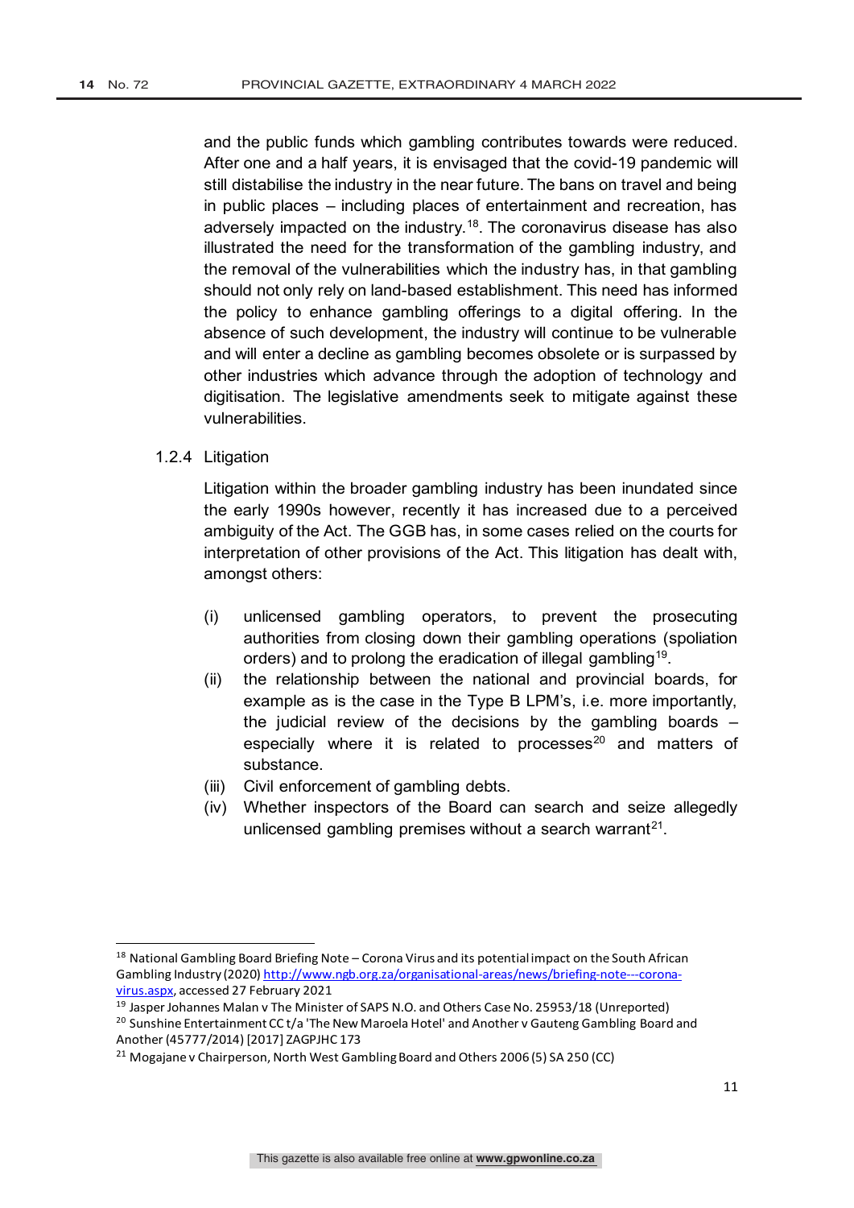and the public funds which gambling contributes towards were reduced. After one and a half years, it is envisaged that the covid-19 pandemic will still distabilise the industry in the near future. The bans on travel and being in public places – including places of entertainment and recreation, has adversely impacted on the industry.[18]. The coronavirus disease has also illustrated the need for the transformation of the gambling industry, and the removal of the vulnerabilities which the industry has, in that gambling should not only rely on land-based establishment. This need has informed the policy to enhance gambling offerings to a digital offering. In the absence of such development, the industry will continue to be vulnerable and will enter a decline as gambling becomes obsolete or is surpassed by other industries which advance through the adoption of technology and digitisation. The legislative amendments seek to mitigate against these vulnerabilities.

1.2.4 Litigation

Litigation within the broader gambling industry has been inundated since the early 1990s however, recently it has increased due to a perceived ambiguity of the Act. The GGB has, in some cases relied on the courts for interpretation of other provisions of the Act. This litigation has dealt with, amongst others:

(i) unlicensed gambling operators, to prevent the prosecuting authorities from closing down their gambling operations (spoliation orders) and to prolong the eradication of illegal gambling[19].
(ii) the relationship between the national and provincial boards, for example as is the case in the Type B LPM's, i.e. more importantly, the judicial review of the decisions by the gambling boards – especially where it is related to processes[20] and matters of substance.
(iii) Civil enforcement of gambling debts.
(iv) Whether inspectors of the Board can search and seize allegedly unlicensed gambling premises without a search warrant[21].

---

[18] National Gambling Board Briefing Note – Corona Virus and its potential impact on the South African Gambling Industry (2020) http://www.ngb.org.za/organisational-areas/news/briefing-note---corona-virus.aspx, accessed 27 February 2021

[19] Jasper Johannes Malan v The Minister of SAPS N.O. and Others Case No. 25953/18 (Unreported)

[20] Sunshine Entertainment CC t/a 'The New Maroela Hotel' and Another v Gauteng Gambling Board and Another (45777/2014) [2017] ZAGPJHC 173

[21] Mogajane v Chairperson, North West Gambling Board and Others 2006 (5) SA 250 (CC)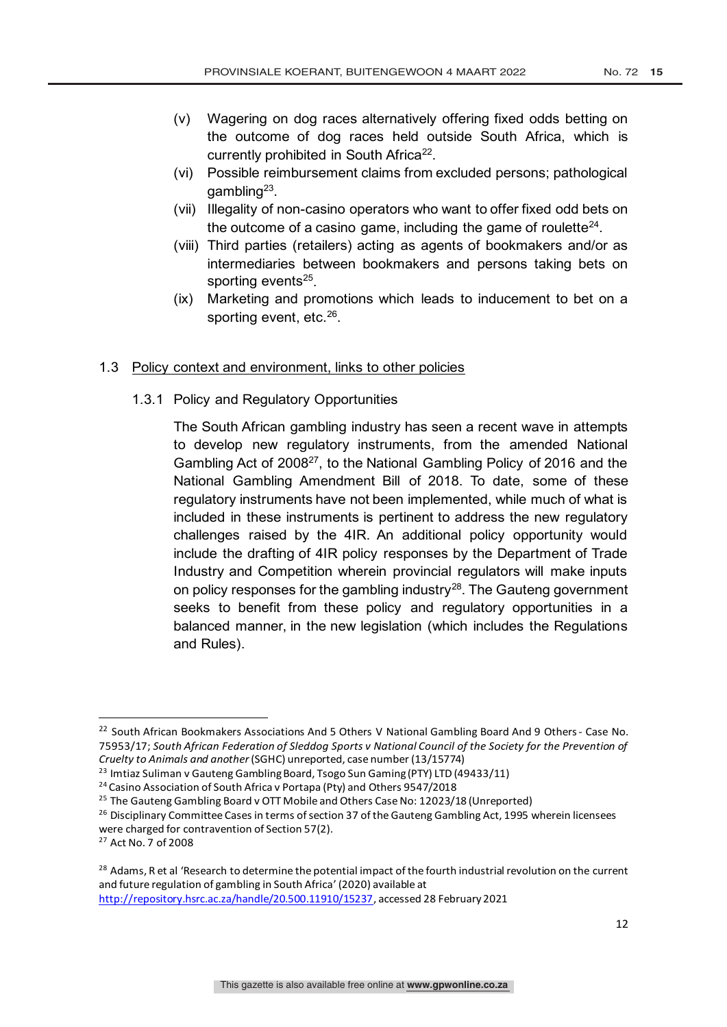(v) Wagering on dog races alternatively offering fixed odds betting on the outcome of dog races held outside South Africa, which is currently prohibited in South Africa[22].

(vi) Possible reimbursement claims from excluded persons; pathological gambling[23].

(vii) Illegality of non-casino operators who want to offer fixed odd bets on the outcome of a casino game, including the game of roulette[24].

(viii) Third parties (retailers) acting as agents of bookmakers and/or as intermediaries between bookmakers and persons taking bets on sporting events[25].

(ix) Marketing and promotions which leads to inducement to bet on a sporting event, etc.[26].

## 1.3 Policy context and environment, links to other policies

### 1.3.1 Policy and Regulatory Opportunities

The South African gambling industry has seen a recent wave in attempts to develop new regulatory instruments, from the amended National Gambling Act of 2008[27], to the National Gambling Policy of 2016 and the National Gambling Amendment Bill of 2018. To date, some of these regulatory instruments have not been implemented, while much of what is included in these instruments is pertinent to address the new regulatory challenges raised by the 4IR. An additional policy opportunity would include the drafting of 4IR policy responses by the Department of Trade Industry and Competition wherein provincial regulators will make inputs on policy responses for the gambling industry[28]. The Gauteng government seeks to benefit from these policy and regulatory opportunities in a balanced manner, in the new legislation (which includes the Regulations and Rules).

---

[22] South African Bookmakers Associations And 5 Others V National Gambling Board And 9 Others - Case No. 75953/17; *South African Federation of Sleddog Sports v National Council of the Society for the Prevention of Cruelty to Animals and another* (SGHC) unreported, case number (13/15774)

[23] Imtiaz Suliman v Gauteng Gambling Board, Tsogo Sun Gaming (PTY) LTD (49433/11)

[24] Casino Association of South Africa v Portapa (Pty) and Others 9547/2018

[25] The Gauteng Gambling Board v OTT Mobile and Others Case No: 12023/18 (Unreported)

[26] Disciplinary Committee Cases in terms of section 37 of the Gauteng Gambling Act, 1995 wherein licensees were charged for contravention of Section 57(2).

[27] Act No. 7 of 2008

[28] Adams, R et al 'Research to determine the potential impact of the fourth industrial revolution on the current and future regulation of gambling in South Africa' (2020) available at http://repository.hsrc.ac.za/handle/20.500.11910/15237, accessed 28 February 2021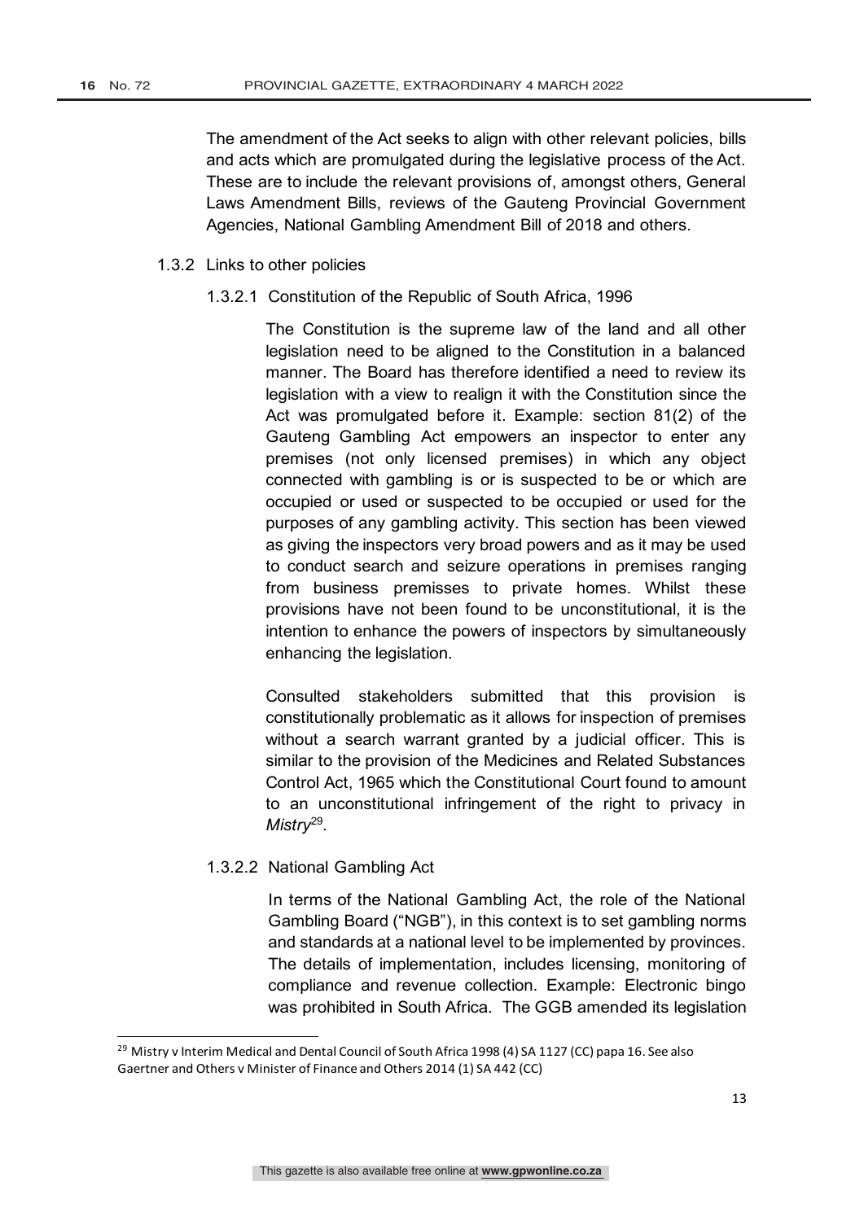The amendment of the Act seeks to align with other relevant policies, bills and acts which are promulgated during the legislative process of the Act. These are to include the relevant provisions of, amongst others, General Laws Amendment Bills, reviews of the Gauteng Provincial Government Agencies, National Gambling Amendment Bill of 2018 and others.

1.3.2 Links to other policies

1.3.2.1 Constitution of the Republic of South Africa, 1996

The Constitution is the supreme law of the land and all other legislation need to be aligned to the Constitution in a balanced manner. The Board has therefore identified a need to review its legislation with a view to realign it with the Constitution since the Act was promulgated before it. Example: section 81(2) of the Gauteng Gambling Act empowers an inspector to enter any premises (not only licensed premises) in which any object connected with gambling is or is suspected to be or which are occupied or used or suspected to be occupied or used for the purposes of any gambling activity. This section has been viewed as giving the inspectors very broad powers and as it may be used to conduct search and seizure operations in premises ranging from business premisses to private homes. Whilst these provisions have not been found to be unconstitutional, it is the intention to enhance the powers of inspectors by simultaneously enhancing the legislation.

Consulted stakeholders submitted that this provision is constitutionally problematic as it allows for inspection of premises without a search warrant granted by a judicial officer. This is similar to the provision of the Medicines and Related Substances Control Act, 1965 which the Constitutional Court found to amount to an unconstitutional infringement of the right to privacy in *Mistry*[29].

1.3.2.2 National Gambling Act

In terms of the National Gambling Act, the role of the National Gambling Board ("NGB"), in this context is to set gambling norms and standards at a national level to be implemented by provinces. The details of implementation, includes licensing, monitoring of compliance and revenue collection. Example: Electronic bingo was prohibited in South Africa. The GGB amended its legislation

[29] Mistry v Interim Medical and Dental Council of South Africa 1998 (4) SA 1127 (CC) papa 16. See also Gaertner and Others v Minister of Finance and Others 2014 (1) SA 442 (CC)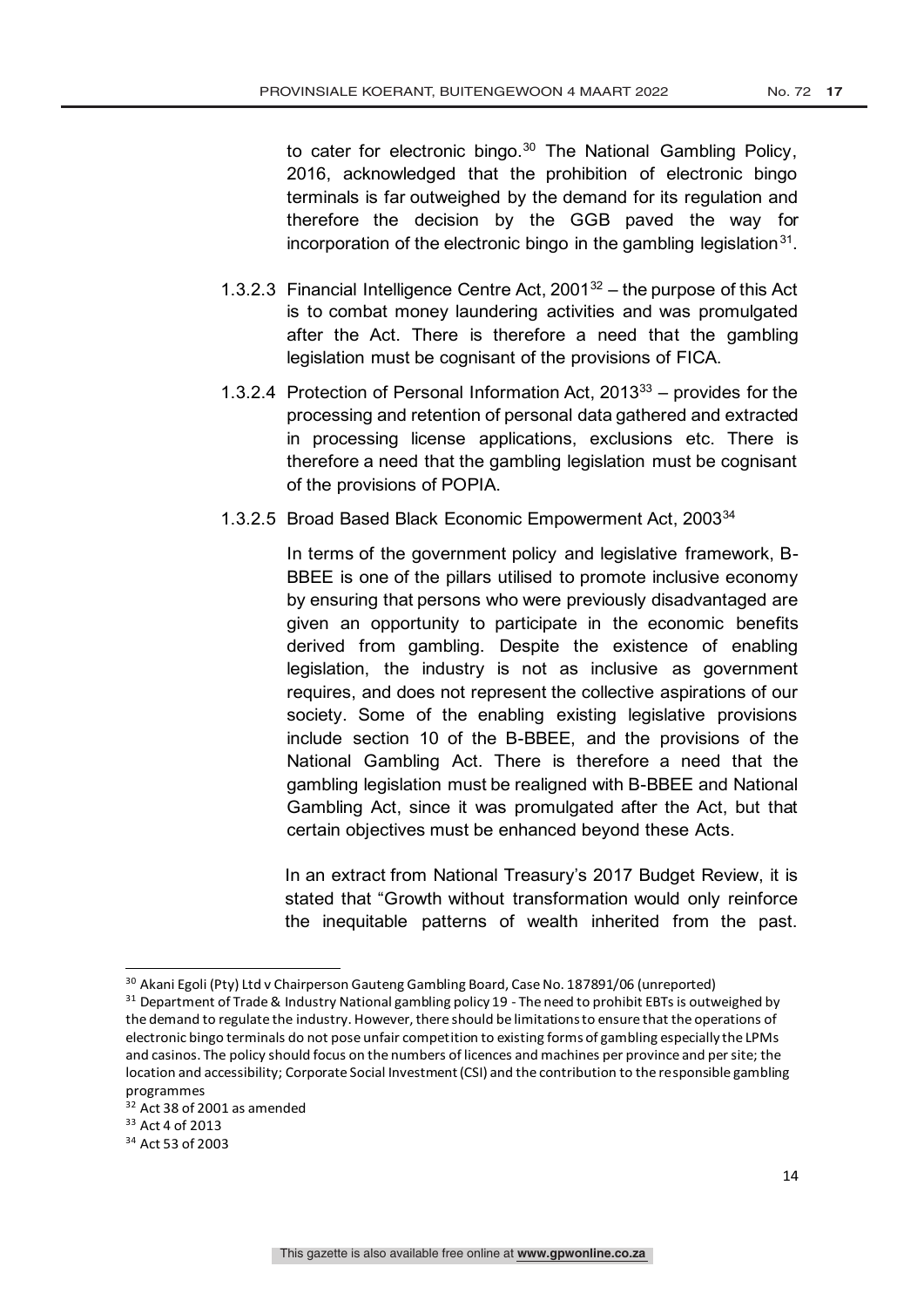to cater for electronic bingo.[30] The National Gambling Policy, 2016, acknowledged that the prohibition of electronic bingo terminals is far outweighed by the demand for its regulation and therefore the decision by the GGB paved the way for incorporation of the electronic bingo in the gambling legislation[31].

1.3.2.3 Financial Intelligence Centre Act, 2001[32] – the purpose of this Act is to combat money laundering activities and was promulgated after the Act. There is therefore a need that the gambling legislation must be cognisant of the provisions of FICA.

1.3.2.4 Protection of Personal Information Act, 2013[33] – provides for the processing and retention of personal data gathered and extracted in processing license applications, exclusions etc. There is therefore a need that the gambling legislation must be cognisant of the provisions of POPIA.

1.3.2.5 Broad Based Black Economic Empowerment Act, 2003[34]

In terms of the government policy and legislative framework, B-BBEE is one of the pillars utilised to promote inclusive economy by ensuring that persons who were previously disadvantaged are given an opportunity to participate in the economic benefits derived from gambling. Despite the existence of enabling legislation, the industry is not as inclusive as government requires, and does not represent the collective aspirations of our society. Some of the enabling existing legislative provisions include section 10 of the B-BBEE, and the provisions of the National Gambling Act. There is therefore a need that the gambling legislation must be realigned with B-BBEE and National Gambling Act, since it was promulgated after the Act, but that certain objectives must be enhanced beyond these Acts.

In an extract from National Treasury's 2017 Budget Review, it is stated that "Growth without transformation would only reinforce the inequitable patterns of wealth inherited from the past.

---

[30] Akani Egoli (Pty) Ltd v Chairperson Gauteng Gambling Board, Case No. 187891/06 (unreported)

[31] Department of Trade & Industry National gambling policy 19 - The need to prohibit EBTs is outweighed by the demand to regulate the industry. However, there should be limitations to ensure that the operations of electronic bingo terminals do not pose unfair competition to existing forms of gambling especially the LPMs and casinos. The policy should focus on the numbers of licences and machines per province and per site; the location and accessibility; Corporate Social Investment (CSI) and the contribution to the responsible gambling programmes

[32] Act 38 of 2001 as amended

[33] Act 4 of 2013

[34] Act 53 of 2003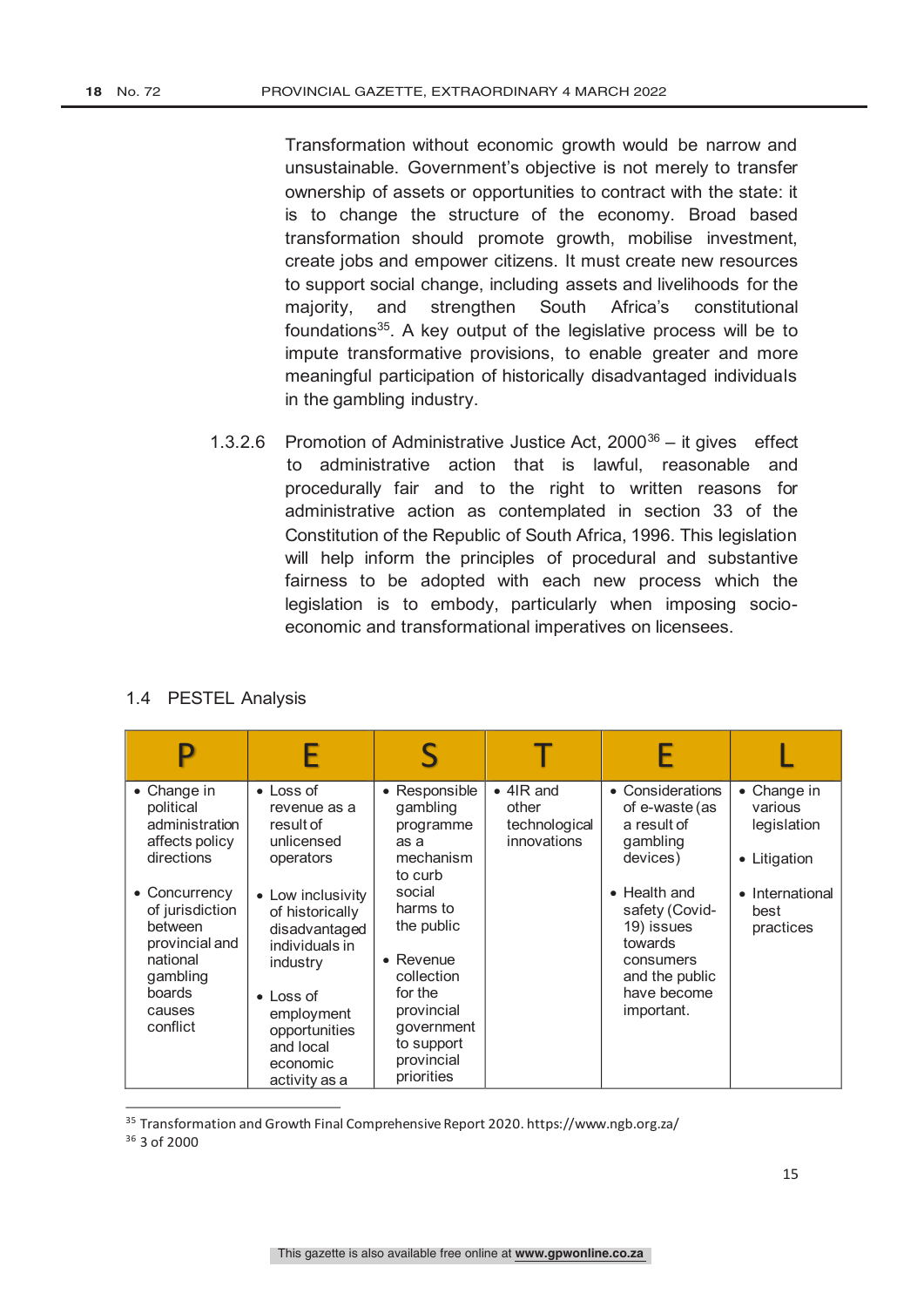Transformation without economic growth would be narrow and unsustainable. Government's objective is not merely to transfer ownership of assets or opportunities to contract with the state: it is to change the structure of the economy. Broad based transformation should promote growth, mobilise investment, create jobs and empower citizens. It must create new resources to support social change, including assets and livelihoods for the majority, and strengthen South Africa's constitutional foundations[35]. A key output of the legislative process will be to impute transformative provisions, to enable greater and more meaningful participation of historically disadvantaged individuals in the gambling industry.

1.3.2.6 Promotion of Administrative Justice Act, 2000[36] – it gives effect to administrative action that is lawful, reasonable and procedurally fair and to the right to written reasons for administrative action as contemplated in section 33 of the Constitution of the Republic of South Africa, 1996. This legislation will help inform the principles of procedural and substantive fairness to be adopted with each new process which the legislation is to embody, particularly when imposing socio-economic and transformational imperatives on licensees.

## 1.4 PESTEL Analysis

| P | E | S | T | E | L |
|---|---|---|---|---|---|
| • Change in political administration affects policy directions<br><br>• Concurrency of jurisdiction between provincial and national gambling boards causes conflict | • Loss of revenue as a result of unlicensed operators<br><br>• Low inclusivity of historically disadvantaged individuals in industry<br><br>• Loss of employment opportunities and local economic activity as a | • Responsible gambling programme as a mechanism to curb social harms to the public<br><br>• Revenue collection for the provincial government to support provincial priorities | • 4IR and other technological innovations | • Considerations of e-waste (as a result of gambling devices)<br><br>• Health and safety (Covid-19) issues towards consumers and the public have become important. | • Change in various legislation<br><br>• Litigation<br><br>• International best practices |

[35] Transformation and Growth Final Comprehensive Report 2020. https://www.ngb.org.za/

[36] 3 of 2000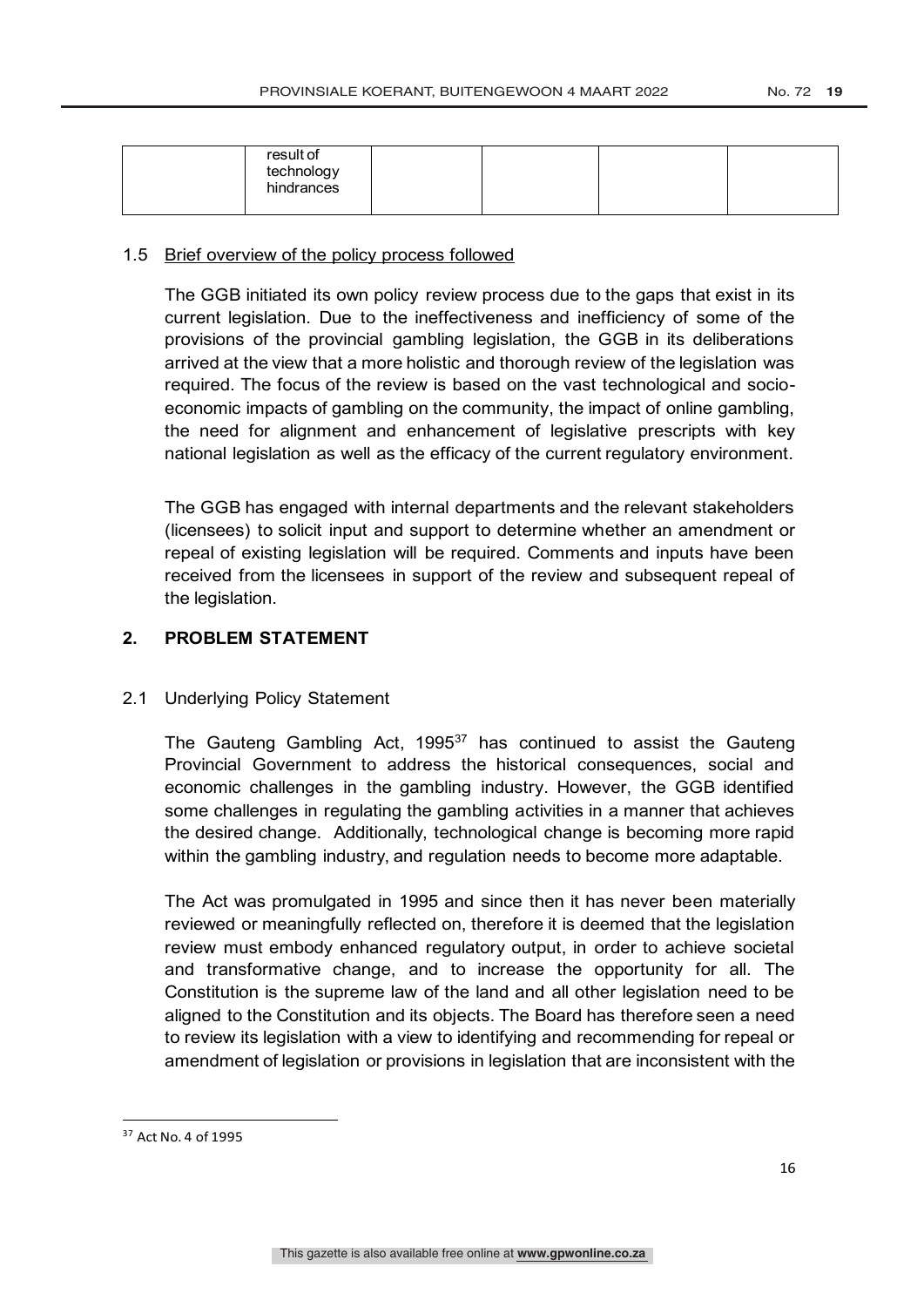| | result of technology hindrances | | | | |
|---|---|---|---|---|---|

1.5 Brief overview of the policy process followed

The GGB initiated its own policy review process due to the gaps that exist in its current legislation. Due to the ineffectiveness and inefficiency of some of the provisions of the provincial gambling legislation, the GGB in its deliberations arrived at the view that a more holistic and thorough review of the legislation was required. The focus of the review is based on the vast technological and socio-economic impacts of gambling on the community, the impact of online gambling, the need for alignment and enhancement of legislative prescripts with key national legislation as well as the efficacy of the current regulatory environment.

The GGB has engaged with internal departments and the relevant stakeholders (licensees) to solicit input and support to determine whether an amendment or repeal of existing legislation will be required. Comments and inputs have been received from the licensees in support of the review and subsequent repeal of the legislation.

## 2. PROBLEM STATEMENT

2.1 Underlying Policy Statement

The Gauteng Gambling Act, 1995[37] has continued to assist the Gauteng Provincial Government to address the historical consequences, social and economic challenges in the gambling industry. However, the GGB identified some challenges in regulating the gambling activities in a manner that achieves the desired change. Additionally, technological change is becoming more rapid within the gambling industry, and regulation needs to become more adaptable.

The Act was promulgated in 1995 and since then it has never been materially reviewed or meaningfully reflected on, therefore it is deemed that the legislation review must embody enhanced regulatory output, in order to achieve societal and transformative change, and to increase the opportunity for all. The Constitution is the supreme law of the land and all other legislation need to be aligned to the Constitution and its objects. The Board has therefore seen a need to review its legislation with a view to identifying and recommending for repeal or amendment of legislation or provisions in legislation that are inconsistent with the

[37] Act No. 4 of 1995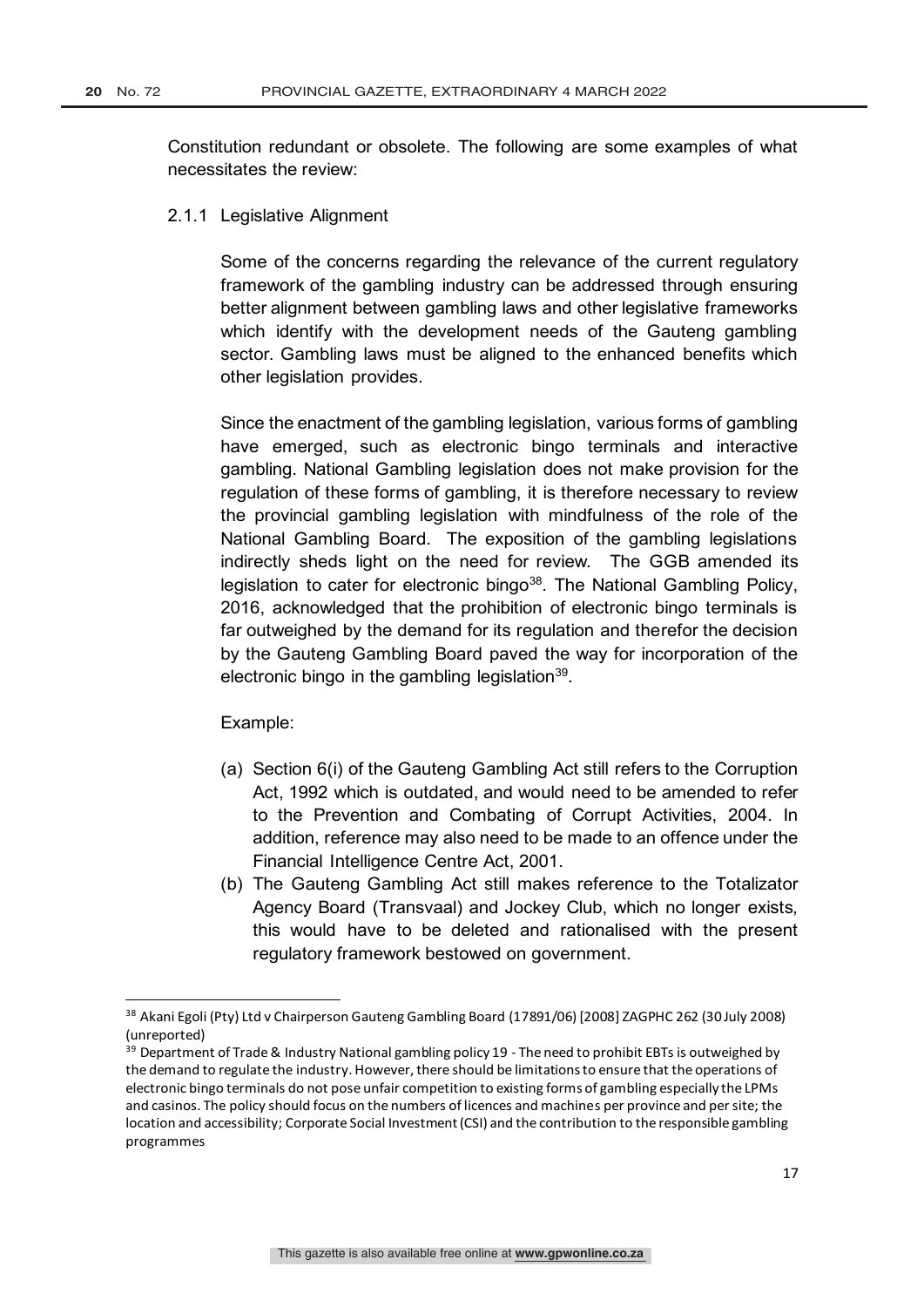Constitution redundant or obsolete. The following are some examples of what necessitates the review:

2.1.1 Legislative Alignment

Some of the concerns regarding the relevance of the current regulatory framework of the gambling industry can be addressed through ensuring better alignment between gambling laws and other legislative frameworks which identify with the development needs of the Gauteng gambling sector. Gambling laws must be aligned to the enhanced benefits which other legislation provides.

Since the enactment of the gambling legislation, various forms of gambling have emerged, such as electronic bingo terminals and interactive gambling. National Gambling legislation does not make provision for the regulation of these forms of gambling, it is therefore necessary to review the provincial gambling legislation with mindfulness of the role of the National Gambling Board. The exposition of the gambling legislations indirectly sheds light on the need for review. The GGB amended its legislation to cater for electronic bingo[38]. The National Gambling Policy, 2016, acknowledged that the prohibition of electronic bingo terminals is far outweighed by the demand for its regulation and therefor the decision by the Gauteng Gambling Board paved the way for incorporation of the electronic bingo in the gambling legislation[39].

Example:

(a) Section 6(i) of the Gauteng Gambling Act still refers to the Corruption Act, 1992 which is outdated, and would need to be amended to refer to the Prevention and Combating of Corrupt Activities, 2004. In addition, reference may also need to be made to an offence under the Financial Intelligence Centre Act, 2001.
(b) The Gauteng Gambling Act still makes reference to the Totalizator Agency Board (Transvaal) and Jockey Club, which no longer exists, this would have to be deleted and rationalised with the present regulatory framework bestowed on government.

---

[38] Akani Egoli (Pty) Ltd v Chairperson Gauteng Gambling Board (17891/06) [2008] ZAGPHC 262 (30 July 2008) (unreported)

[39] Department of Trade & Industry National gambling policy 19 - The need to prohibit EBTs is outweighed by the demand to regulate the industry. However, there should be limitations to ensure that the operations of electronic bingo terminals do not pose unfair competition to existing forms of gambling especially the LPMs and casinos. The policy should focus on the numbers of licences and machines per province and per site; the location and accessibility; Corporate Social Investment (CSI) and the contribution to the responsible gambling programmes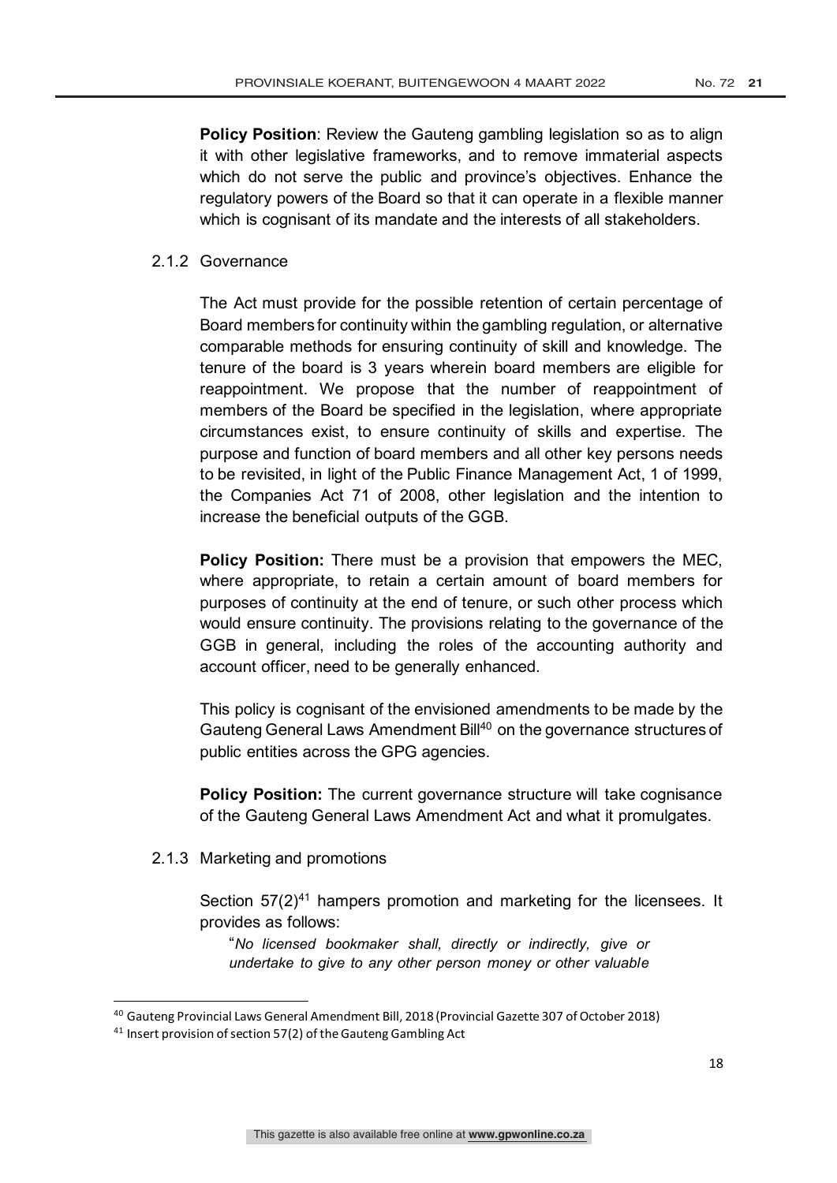**Policy Position**: Review the Gauteng gambling legislation so as to align it with other legislative frameworks, and to remove immaterial aspects which do not serve the public and province's objectives. Enhance the regulatory powers of the Board so that it can operate in a flexible manner which is cognisant of its mandate and the interests of all stakeholders.

#### 2.1.2 Governance

The Act must provide for the possible retention of certain percentage of Board members for continuity within the gambling regulation, or alternative comparable methods for ensuring continuity of skill and knowledge. The tenure of the board is 3 years wherein board members are eligible for reappointment. We propose that the number of reappointment of members of the Board be specified in the legislation, where appropriate circumstances exist, to ensure continuity of skills and expertise. The purpose and function of board members and all other key persons needs to be revisited, in light of the Public Finance Management Act, 1 of 1999, the Companies Act 71 of 2008, other legislation and the intention to increase the beneficial outputs of the GGB.

**Policy Position:** There must be a provision that empowers the MEC, where appropriate, to retain a certain amount of board members for purposes of continuity at the end of tenure, or such other process which would ensure continuity. The provisions relating to the governance of the GGB in general, including the roles of the accounting authority and account officer, need to be generally enhanced.

This policy is cognisant of the envisioned amendments to be made by the Gauteng General Laws Amendment Bill[40] on the governance structures of public entities across the GPG agencies.

**Policy Position:** The current governance structure will take cognisance of the Gauteng General Laws Amendment Act and what it promulgates.

#### 2.1.3 Marketing and promotions

Section 57(2)[41] hampers promotion and marketing for the licensees. It provides as follows:

"*No licensed bookmaker shall, directly or indirectly, give or undertake to give to any other person money or other valuable*

---

[40] Gauteng Provincial Laws General Amendment Bill, 2018 (Provincial Gazette 307 of October 2018)

[41] Insert provision of section 57(2) of the Gauteng Gambling Act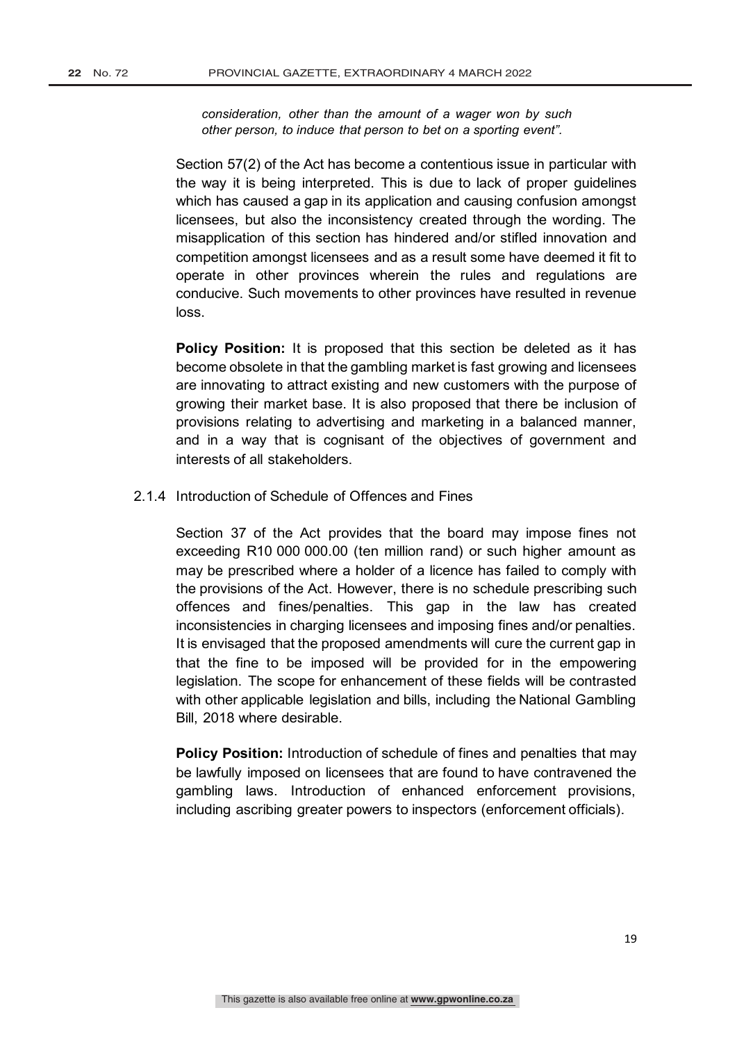*consideration, other than the amount of a wager won by such other person, to induce that person to bet on a sporting event".*

Section 57(2) of the Act has become a contentious issue in particular with the way it is being interpreted. This is due to lack of proper guidelines which has caused a gap in its application and causing confusion amongst licensees, but also the inconsistency created through the wording. The misapplication of this section has hindered and/or stifled innovation and competition amongst licensees and as a result some have deemed it fit to operate in other provinces wherein the rules and regulations are conducive. Such movements to other provinces have resulted in revenue loss.

**Policy Position:** It is proposed that this section be deleted as it has become obsolete in that the gambling market is fast growing and licensees are innovating to attract existing and new customers with the purpose of growing their market base. It is also proposed that there be inclusion of provisions relating to advertising and marketing in a balanced manner, and in a way that is cognisant of the objectives of government and interests of all stakeholders.

2.1.4 Introduction of Schedule of Offences and Fines

Section 37 of the Act provides that the board may impose fines not exceeding R10 000 000.00 (ten million rand) or such higher amount as may be prescribed where a holder of a licence has failed to comply with the provisions of the Act. However, there is no schedule prescribing such offences and fines/penalties. This gap in the law has created inconsistencies in charging licensees and imposing fines and/or penalties. It is envisaged that the proposed amendments will cure the current gap in that the fine to be imposed will be provided for in the empowering legislation. The scope for enhancement of these fields will be contrasted with other applicable legislation and bills, including the National Gambling Bill, 2018 where desirable.

**Policy Position:** Introduction of schedule of fines and penalties that may be lawfully imposed on licensees that are found to have contravened the gambling laws. Introduction of enhanced enforcement provisions, including ascribing greater powers to inspectors (enforcement officials).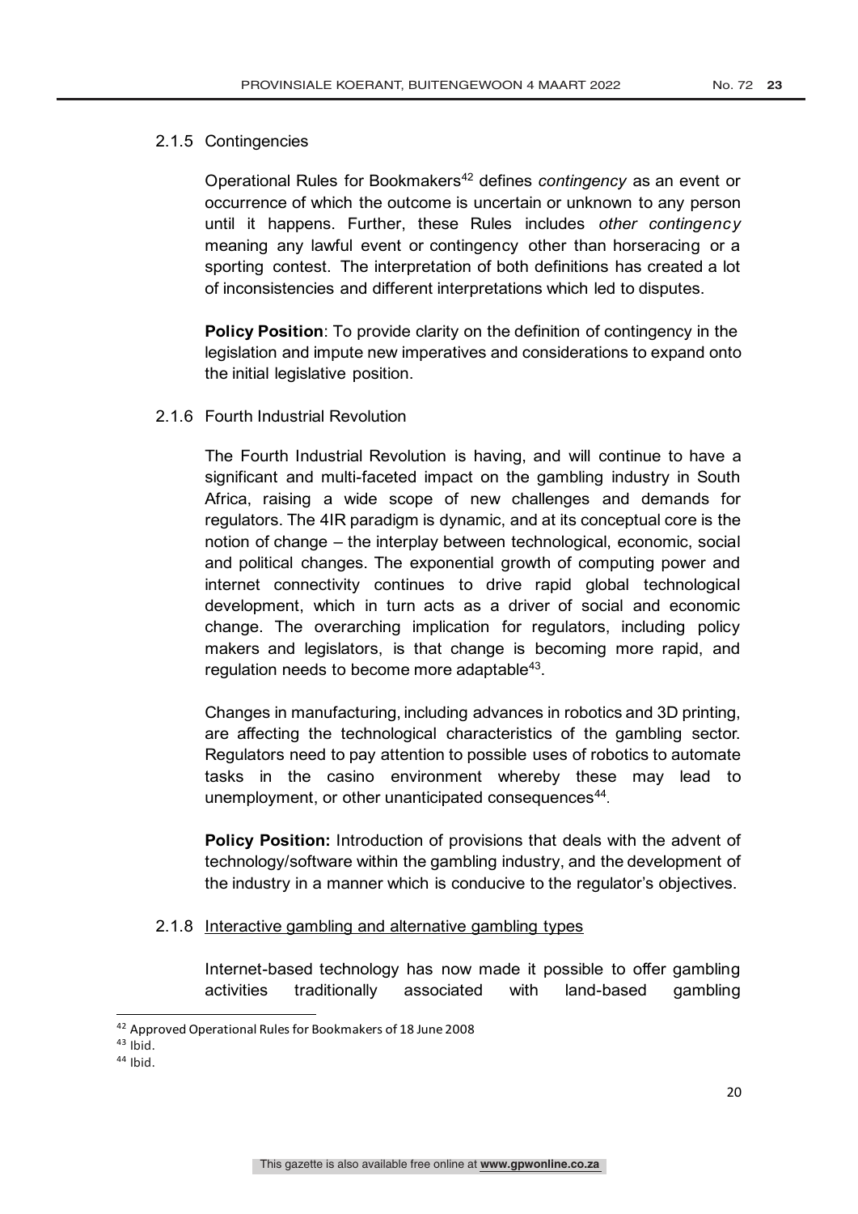### 2.1.5 Contingencies

Operational Rules for Bookmakers[42] defines *contingency* as an event or occurrence of which the outcome is uncertain or unknown to any person until it happens. Further, these Rules includes *other contingency* meaning any lawful event or contingency other than horseracing or a sporting contest. The interpretation of both definitions has created a lot of inconsistencies and different interpretations which led to disputes.

**Policy Position**: To provide clarity on the definition of contingency in the legislation and impute new imperatives and considerations to expand onto the initial legislative position.

### 2.1.6 Fourth Industrial Revolution

The Fourth Industrial Revolution is having, and will continue to have a significant and multi-faceted impact on the gambling industry in South Africa, raising a wide scope of new challenges and demands for regulators. The 4IR paradigm is dynamic, and at its conceptual core is the notion of change – the interplay between technological, economic, social and political changes. The exponential growth of computing power and internet connectivity continues to drive rapid global technological development, which in turn acts as a driver of social and economic change. The overarching implication for regulators, including policy makers and legislators, is that change is becoming more rapid, and regulation needs to become more adaptable[43].

Changes in manufacturing, including advances in robotics and 3D printing, are affecting the technological characteristics of the gambling sector. Regulators need to pay attention to possible uses of robotics to automate tasks in the casino environment whereby these may lead to unemployment, or other unanticipated consequences[44].

**Policy Position:** Introduction of provisions that deals with the advent of technology/software within the gambling industry, and the development of the industry in a manner which is conducive to the regulator's objectives.

### 2.1.8 Interactive gambling and alternative gambling types

Internet-based technology has now made it possible to offer gambling activities traditionally associated with land-based gambling

---

[42] Approved Operational Rules for Bookmakers of 18 June 2008

[43] Ibid.

[44] Ibid.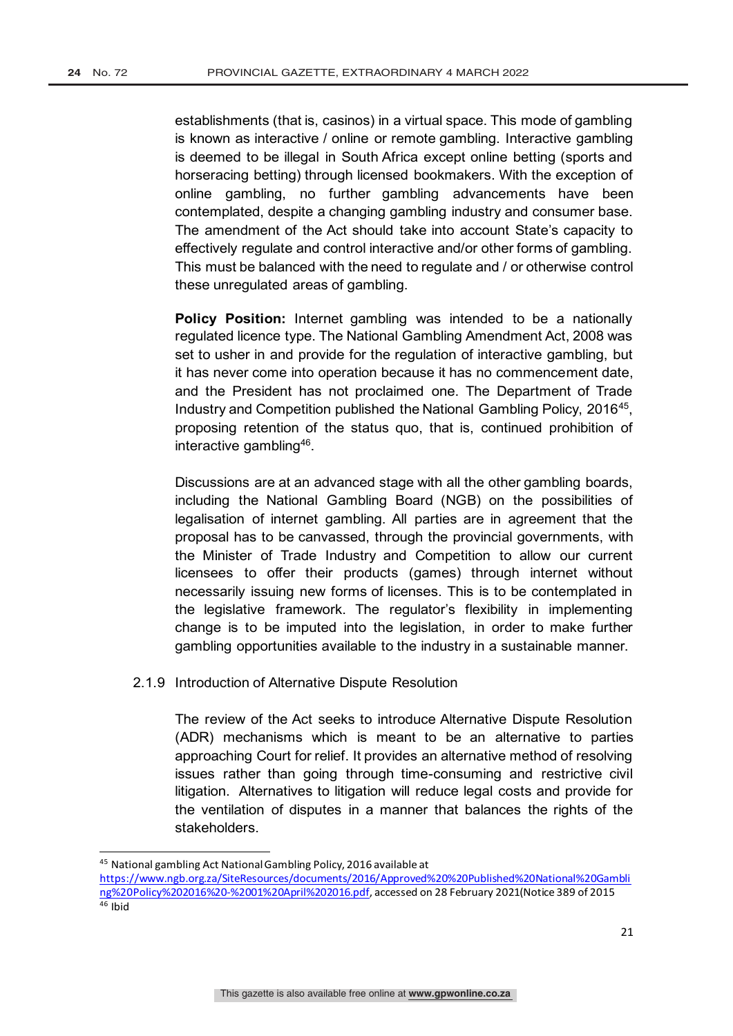establishments (that is, casinos) in a virtual space. This mode of gambling is known as interactive / online or remote gambling. Interactive gambling is deemed to be illegal in South Africa except online betting (sports and horseracing betting) through licensed bookmakers. With the exception of online gambling, no further gambling advancements have been contemplated, despite a changing gambling industry and consumer base. The amendment of the Act should take into account State's capacity to effectively regulate and control interactive and/or other forms of gambling. This must be balanced with the need to regulate and / or otherwise control these unregulated areas of gambling.

**Policy Position:** Internet gambling was intended to be a nationally regulated licence type. The National Gambling Amendment Act, 2008 was set to usher in and provide for the regulation of interactive gambling, but it has never come into operation because it has no commencement date, and the President has not proclaimed one. The Department of Trade Industry and Competition published the National Gambling Policy, 2016[45], proposing retention of the status quo, that is, continued prohibition of interactive gambling[46].

Discussions are at an advanced stage with all the other gambling boards, including the National Gambling Board (NGB) on the possibilities of legalisation of internet gambling. All parties are in agreement that the proposal has to be canvassed, through the provincial governments, with the Minister of Trade Industry and Competition to allow our current licensees to offer their products (games) through internet without necessarily issuing new forms of licenses. This is to be contemplated in the legislative framework. The regulator's flexibility in implementing change is to be imputed into the legislation, in order to make further gambling opportunities available to the industry in a sustainable manner.

2.1.9 Introduction of Alternative Dispute Resolution

The review of the Act seeks to introduce Alternative Dispute Resolution (ADR) mechanisms which is meant to be an alternative to parties approaching Court for relief. It provides an alternative method of resolving issues rather than going through time-consuming and restrictive civil litigation. Alternatives to litigation will reduce legal costs and provide for the ventilation of disputes in a manner that balances the rights of the stakeholders.

---

[45] National gambling Act National Gambling Policy, 2016 available at https://www.ngb.org.za/SiteResources/documents/2016/Approved%20%20Published%20National%20Gambling%20Policy%202016%20-%2001%20April%202016.pdf, accessed on 28 February 2021(Notice 389 of 2015

[46] Ibid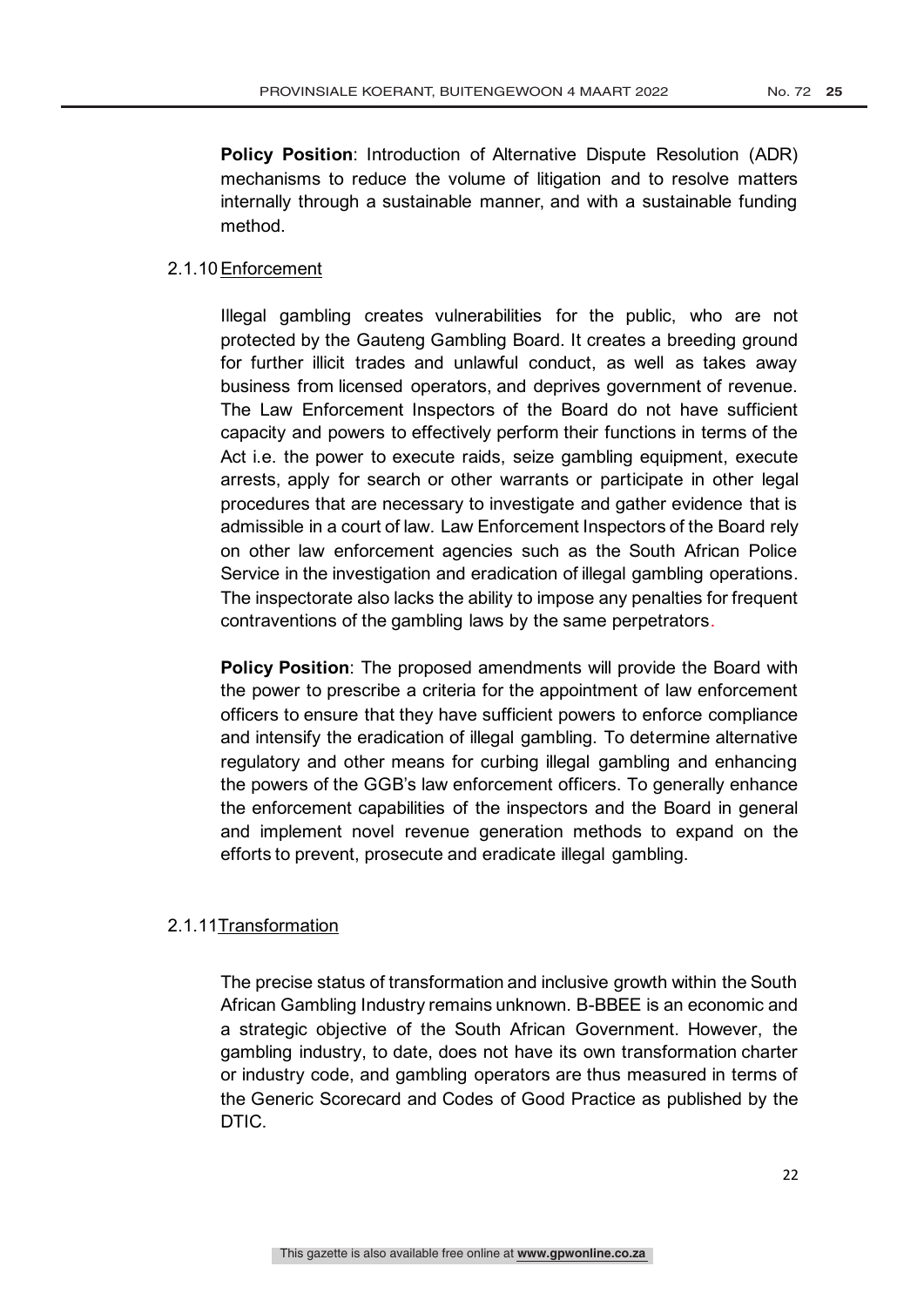**Policy Position**: Introduction of Alternative Dispute Resolution (ADR) mechanisms to reduce the volume of litigation and to resolve matters internally through a sustainable manner, and with a sustainable funding method.

2.1.10 Enforcement

Illegal gambling creates vulnerabilities for the public, who are not protected by the Gauteng Gambling Board. It creates a breeding ground for further illicit trades and unlawful conduct, as well as takes away business from licensed operators, and deprives government of revenue. The Law Enforcement Inspectors of the Board do not have sufficient capacity and powers to effectively perform their functions in terms of the Act i.e. the power to execute raids, seize gambling equipment, execute arrests, apply for search or other warrants or participate in other legal procedures that are necessary to investigate and gather evidence that is admissible in a court of law. Law Enforcement Inspectors of the Board rely on other law enforcement agencies such as the South African Police Service in the investigation and eradication of illegal gambling operations. The inspectorate also lacks the ability to impose any penalties for frequent contraventions of the gambling laws by the same perpetrators.

**Policy Position**: The proposed amendments will provide the Board with the power to prescribe a criteria for the appointment of law enforcement officers to ensure that they have sufficient powers to enforce compliance and intensify the eradication of illegal gambling. To determine alternative regulatory and other means for curbing illegal gambling and enhancing the powers of the GGB's law enforcement officers. To generally enhance the enforcement capabilities of the inspectors and the Board in general and implement novel revenue generation methods to expand on the efforts to prevent, prosecute and eradicate illegal gambling.

2.1.11 Transformation

The precise status of transformation and inclusive growth within the South African Gambling Industry remains unknown. B-BBEE is an economic and a strategic objective of the South African Government. However, the gambling industry, to date, does not have its own transformation charter or industry code, and gambling operators are thus measured in terms of the Generic Scorecard and Codes of Good Practice as published by the DTIC.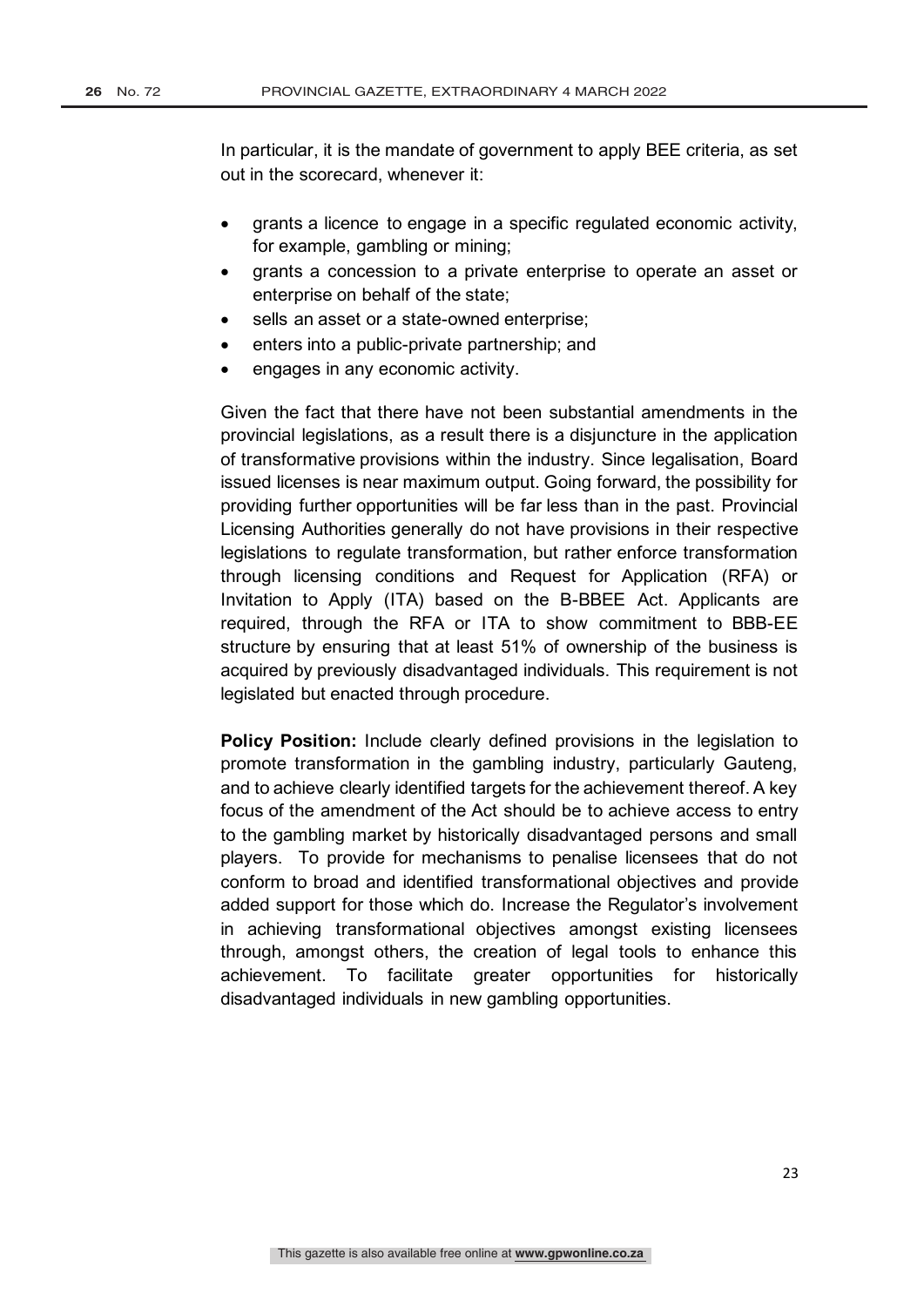In particular, it is the mandate of government to apply BEE criteria, as set out in the scorecard, whenever it:

- grants a licence to engage in a specific regulated economic activity, for example, gambling or mining;
- grants a concession to a private enterprise to operate an asset or enterprise on behalf of the state;
- sells an asset or a state-owned enterprise;
- enters into a public-private partnership; and
- engages in any economic activity.

Given the fact that there have not been substantial amendments in the provincial legislations, as a result there is a disjuncture in the application of transformative provisions within the industry. Since legalisation, Board issued licenses is near maximum output. Going forward, the possibility for providing further opportunities will be far less than in the past. Provincial Licensing Authorities generally do not have provisions in their respective legislations to regulate transformation, but rather enforce transformation through licensing conditions and Request for Application (RFA) or Invitation to Apply (ITA) based on the B-BBEE Act. Applicants are required, through the RFA or ITA to show commitment to BBB-EE structure by ensuring that at least 51% of ownership of the business is acquired by previously disadvantaged individuals. This requirement is not legislated but enacted through procedure.

**Policy Position:** Include clearly defined provisions in the legislation to promote transformation in the gambling industry, particularly Gauteng, and to achieve clearly identified targets for the achievement thereof. A key focus of the amendment of the Act should be to achieve access to entry to the gambling market by historically disadvantaged persons and small players. To provide for mechanisms to penalise licensees that do not conform to broad and identified transformational objectives and provide added support for those which do. Increase the Regulator's involvement in achieving transformational objectives amongst existing licensees through, amongst others, the creation of legal tools to enhance this achievement. To facilitate greater opportunities for historically disadvantaged individuals in new gambling opportunities.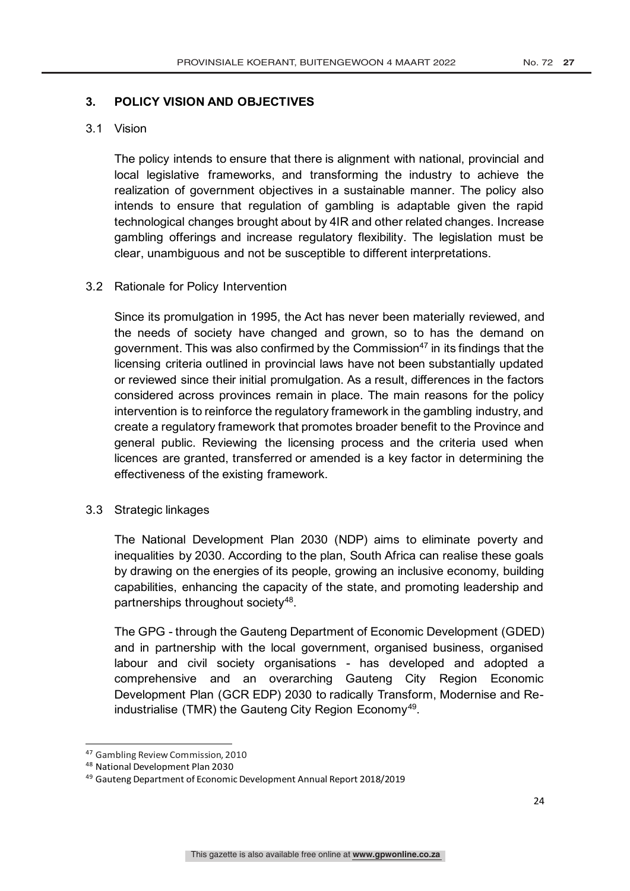## 3. POLICY VISION AND OBJECTIVES

### 3.1 Vision

The policy intends to ensure that there is alignment with national, provincial and local legislative frameworks, and transforming the industry to achieve the realization of government objectives in a sustainable manner. The policy also intends to ensure that regulation of gambling is adaptable given the rapid technological changes brought about by 4IR and other related changes. Increase gambling offerings and increase regulatory flexibility. The legislation must be clear, unambiguous and not be susceptible to different interpretations.

### 3.2 Rationale for Policy Intervention

Since its promulgation in 1995, the Act has never been materially reviewed, and the needs of society have changed and grown, so to has the demand on government. This was also confirmed by the Commission[47] in its findings that the licensing criteria outlined in provincial laws have not been substantially updated or reviewed since their initial promulgation. As a result, differences in the factors considered across provinces remain in place. The main reasons for the policy intervention is to reinforce the regulatory framework in the gambling industry, and create a regulatory framework that promotes broader benefit to the Province and general public. Reviewing the licensing process and the criteria used when licences are granted, transferred or amended is a key factor in determining the effectiveness of the existing framework.

### 3.3 Strategic linkages

The National Development Plan 2030 (NDP) aims to eliminate poverty and inequalities by 2030. According to the plan, South Africa can realise these goals by drawing on the energies of its people, growing an inclusive economy, building capabilities, enhancing the capacity of the state, and promoting leadership and partnerships throughout society[48].

The GPG - through the Gauteng Department of Economic Development (GDED) and in partnership with the local government, organised business, organised labour and civil society organisations - has developed and adopted a comprehensive and an overarching Gauteng City Region Economic Development Plan (GCR EDP) 2030 to radically Transform, Modernise and Re-industrialise (TMR) the Gauteng City Region Economy[49].

---

[47] Gambling Review Commission, 2010

[48] National Development Plan 2030

[49] Gauteng Department of Economic Development Annual Report 2018/2019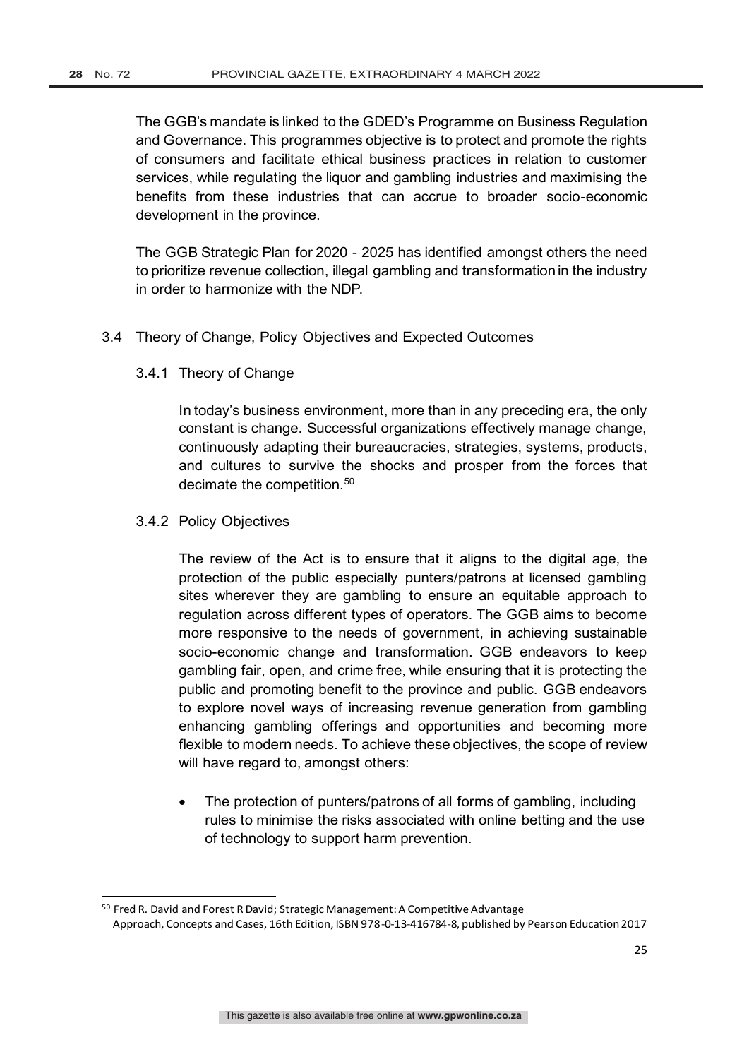The GGB's mandate is linked to the GDED's Programme on Business Regulation and Governance. This programmes objective is to protect and promote the rights of consumers and facilitate ethical business practices in relation to customer services, while regulating the liquor and gambling industries and maximising the benefits from these industries that can accrue to broader socio-economic development in the province.

The GGB Strategic Plan for 2020 - 2025 has identified amongst others the need to prioritize revenue collection, illegal gambling and transformation in the industry in order to harmonize with the NDP.

### 3.4 Theory of Change, Policy Objectives and Expected Outcomes

#### 3.4.1 Theory of Change

In today's business environment, more than in any preceding era, the only constant is change. Successful organizations effectively manage change, continuously adapting their bureaucracies, strategies, systems, products, and cultures to survive the shocks and prosper from the forces that decimate the competition.[50]

#### 3.4.2 Policy Objectives

The review of the Act is to ensure that it aligns to the digital age, the protection of the public especially punters/patrons at licensed gambling sites wherever they are gambling to ensure an equitable approach to regulation across different types of operators. The GGB aims to become more responsive to the needs of government, in achieving sustainable socio-economic change and transformation. GGB endeavors to keep gambling fair, open, and crime free, while ensuring that it is protecting the public and promoting benefit to the province and public. GGB endeavors to explore novel ways of increasing revenue generation from gambling enhancing gambling offerings and opportunities and becoming more flexible to modern needs. To achieve these objectives, the scope of review will have regard to, amongst others:

- The protection of punters/patrons of all forms of gambling, including rules to minimise the risks associated with online betting and the use of technology to support harm prevention.

---

[50] Fred R. David and Forest R David; Strategic Management: A Competitive Advantage Approach, Concepts and Cases, 16th Edition, ISBN 978-0-13-416784-8, published by Pearson Education 2017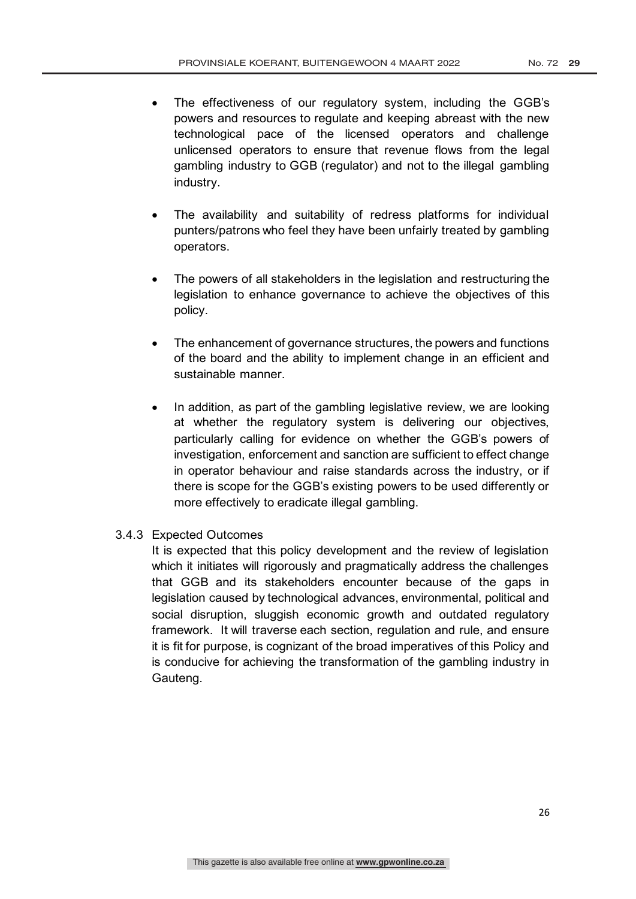- The effectiveness of our regulatory system, including the GGB's powers and resources to regulate and keeping abreast with the new technological pace of the licensed operators and challenge unlicensed operators to ensure that revenue flows from the legal gambling industry to GGB (regulator) and not to the illegal gambling industry.

- The availability and suitability of redress platforms for individual punters/patrons who feel they have been unfairly treated by gambling operators.

- The powers of all stakeholders in the legislation and restructuring the legislation to enhance governance to achieve the objectives of this policy.

- The enhancement of governance structures, the powers and functions of the board and the ability to implement change in an efficient and sustainable manner.

- In addition, as part of the gambling legislative review, we are looking at whether the regulatory system is delivering our objectives, particularly calling for evidence on whether the GGB's powers of investigation, enforcement and sanction are sufficient to effect change in operator behaviour and raise standards across the industry, or if there is scope for the GGB's existing powers to be used differently or more effectively to eradicate illegal gambling.

### 3.4.3 Expected Outcomes

It is expected that this policy development and the review of legislation which it initiates will rigorously and pragmatically address the challenges that GGB and its stakeholders encounter because of the gaps in legislation caused by technological advances, environmental, political and social disruption, sluggish economic growth and outdated regulatory framework. It will traverse each section, regulation and rule, and ensure it is fit for purpose, is cognizant of the broad imperatives of this Policy and is conducive for achieving the transformation of the gambling industry in Gauteng.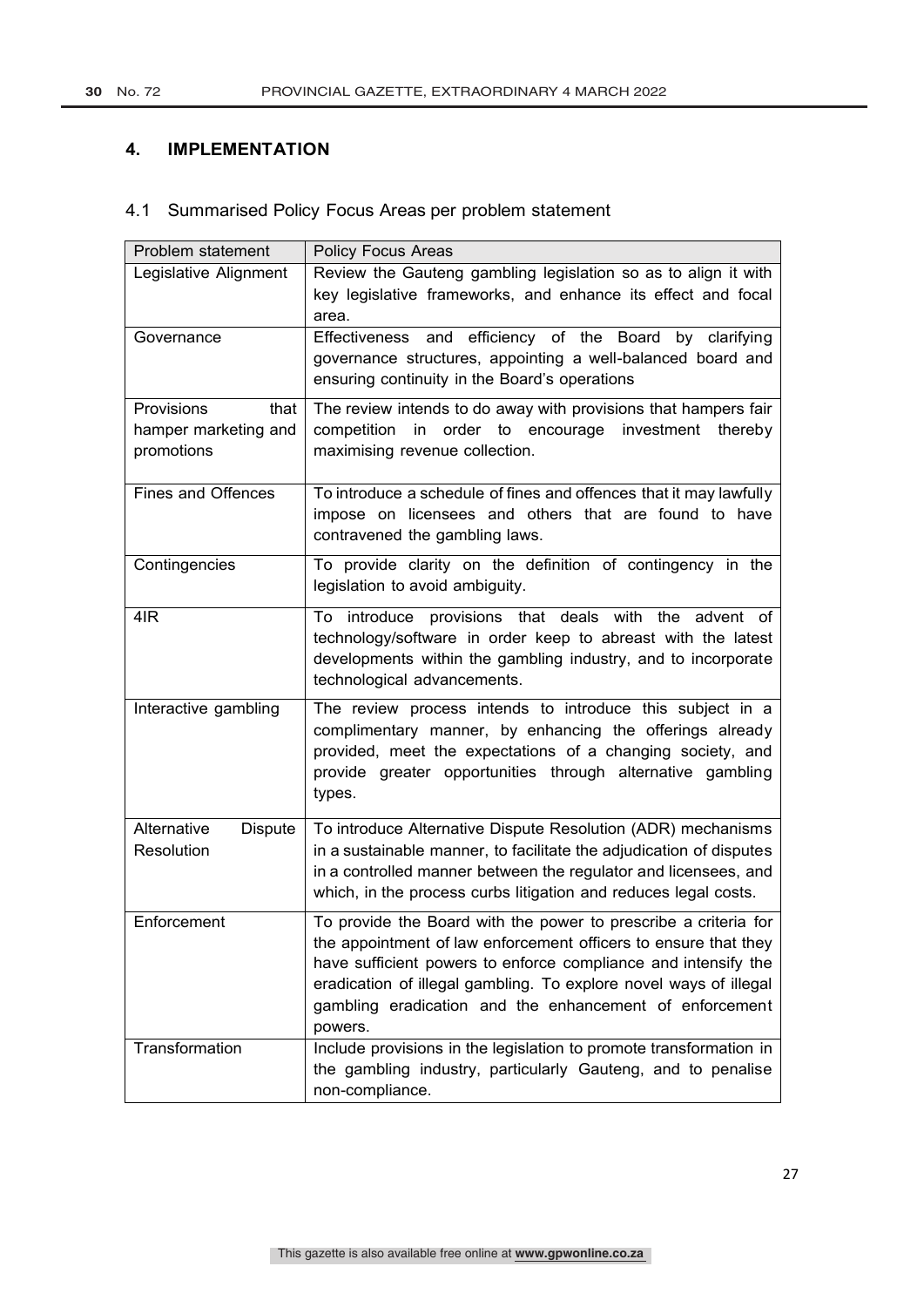## 4. IMPLEMENTATION

### 4.1 Summarised Policy Focus Areas per problem statement

| Problem statement | Policy Focus Areas |
|---|---|
| Legislative Alignment | Review the Gauteng gambling legislation so as to align it with key legislative frameworks, and enhance its effect and focal area. |
| Governance | Effectiveness and efficiency of the Board by clarifying governance structures, appointing a well-balanced board and ensuring continuity in the Board's operations |
| Provisions that hamper marketing and promotions | The review intends to do away with provisions that hampers fair competition in order to encourage investment thereby maximising revenue collection. |
| Fines and Offences | To introduce a schedule of fines and offences that it may lawfully impose on licensees and others that are found to have contravened the gambling laws. |
| Contingencies | To provide clarity on the definition of contingency in the legislation to avoid ambiguity. |
| 4IR | To introduce provisions that deals with the advent of technology/software in order keep to abreast with the latest developments within the gambling industry, and to incorporate technological advancements. |
| Interactive gambling | The review process intends to introduce this subject in a complimentary manner, by enhancing the offerings already provided, meet the expectations of a changing society, and provide greater opportunities through alternative gambling types. |
| Alternative Dispute Resolution | To introduce Alternative Dispute Resolution (ADR) mechanisms in a sustainable manner, to facilitate the adjudication of disputes in a controlled manner between the regulator and licensees, and which, in the process curbs litigation and reduces legal costs. |
| Enforcement | To provide the Board with the power to prescribe a criteria for the appointment of law enforcement officers to ensure that they have sufficient powers to enforce compliance and intensify the eradication of illegal gambling. To explore novel ways of illegal gambling eradication and the enhancement of enforcement powers. |
| Transformation | Include provisions in the legislation to promote transformation in the gambling industry, particularly Gauteng, and to penalise non-compliance. |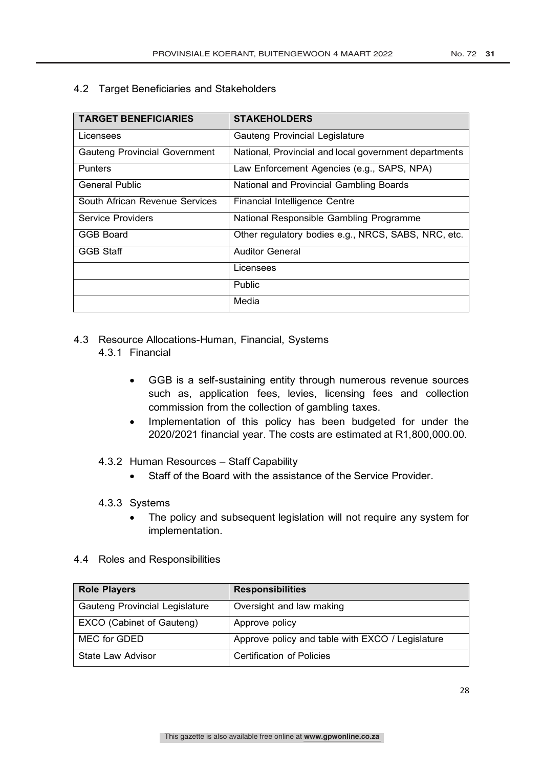### 4.2 Target Beneficiaries and Stakeholders

| TARGET BENEFICIARIES | STAKEHOLDERS |
|---|---|
| Licensees | Gauteng Provincial Legislature |
| Gauteng Provincial Government | National, Provincial and local government departments |
| Punters | Law Enforcement Agencies (e.g., SAPS, NPA) |
| General Public | National and Provincial Gambling Boards |
| South African Revenue Services | Financial Intelligence Centre |
| Service Providers | National Responsible Gambling Programme |
| GGB Board | Other regulatory bodies e.g., NRCS, SABS, NRC, etc. |
| GGB Staff | Auditor General |
| | Licensees |
| | Public |
| | Media |

### 4.3 Resource Allocations-Human, Financial, Systems

#### 4.3.1 Financial

- GGB is a self-sustaining entity through numerous revenue sources such as, application fees, levies, licensing fees and collection commission from the collection of gambling taxes.
- Implementation of this policy has been budgeted for under the 2020/2021 financial year. The costs are estimated at R1,800,000.00.

#### 4.3.2 Human Resources – Staff Capability

- Staff of the Board with the assistance of the Service Provider.

#### 4.3.3 Systems

- The policy and subsequent legislation will not require any system for implementation.

### 4.4 Roles and Responsibilities

| Role Players | Responsibilities |
|---|---|
| Gauteng Provincial Legislature | Oversight and law making |
| EXCO (Cabinet of Gauteng) | Approve policy |
| MEC for GDED | Approve policy and table with EXCO / Legislature |
| State Law Advisor | Certification of Policies |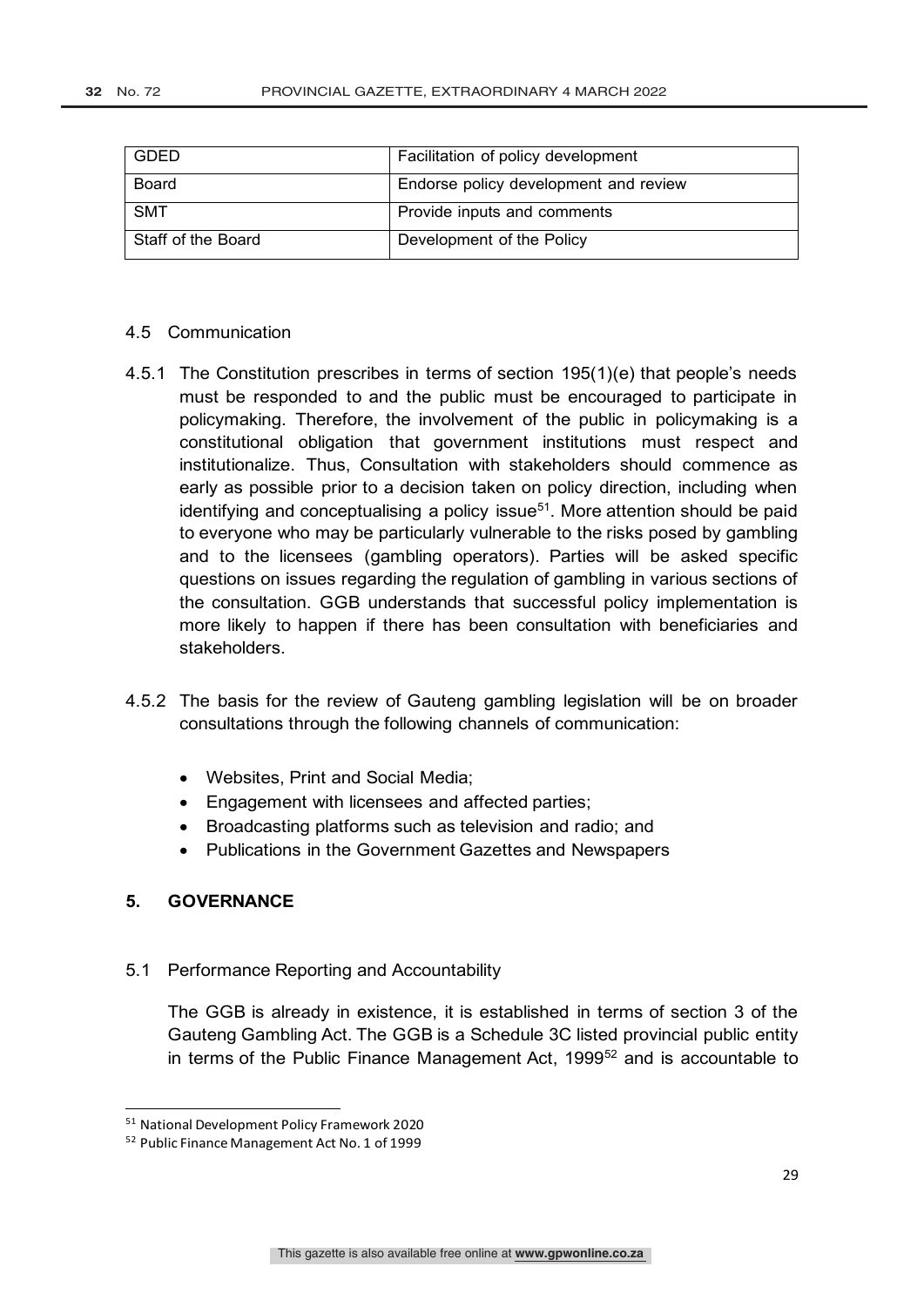| GDED | Facilitation of policy development |
|---|---|
| Board | Endorse policy development and review |
| SMT | Provide inputs and comments |
| Staff of the Board | Development of the Policy |

4.5 Communication

4.5.1 The Constitution prescribes in terms of section 195(1)(e) that people's needs must be responded to and the public must be encouraged to participate in policymaking. Therefore, the involvement of the public in policymaking is a constitutional obligation that government institutions must respect and institutionalize. Thus, Consultation with stakeholders should commence as early as possible prior to a decision taken on policy direction, including when identifying and conceptualising a policy issue[51]. More attention should be paid to everyone who may be particularly vulnerable to the risks posed by gambling and to the licensees (gambling operators). Parties will be asked specific questions on issues regarding the regulation of gambling in various sections of the consultation. GGB understands that successful policy implementation is more likely to happen if there has been consultation with beneficiaries and stakeholders.

4.5.2 The basis for the review of Gauteng gambling legislation will be on broader consultations through the following channels of communication:

- Websites, Print and Social Media;
- Engagement with licensees and affected parties;
- Broadcasting platforms such as television and radio; and
- Publications in the Government Gazettes and Newspapers

## 5. GOVERNANCE

5.1 Performance Reporting and Accountability

The GGB is already in existence, it is established in terms of section 3 of the Gauteng Gambling Act. The GGB is a Schedule 3C listed provincial public entity in terms of the Public Finance Management Act, 1999[52] and is accountable to

[51] National Development Policy Framework 2020

[52] Public Finance Management Act No. 1 of 1999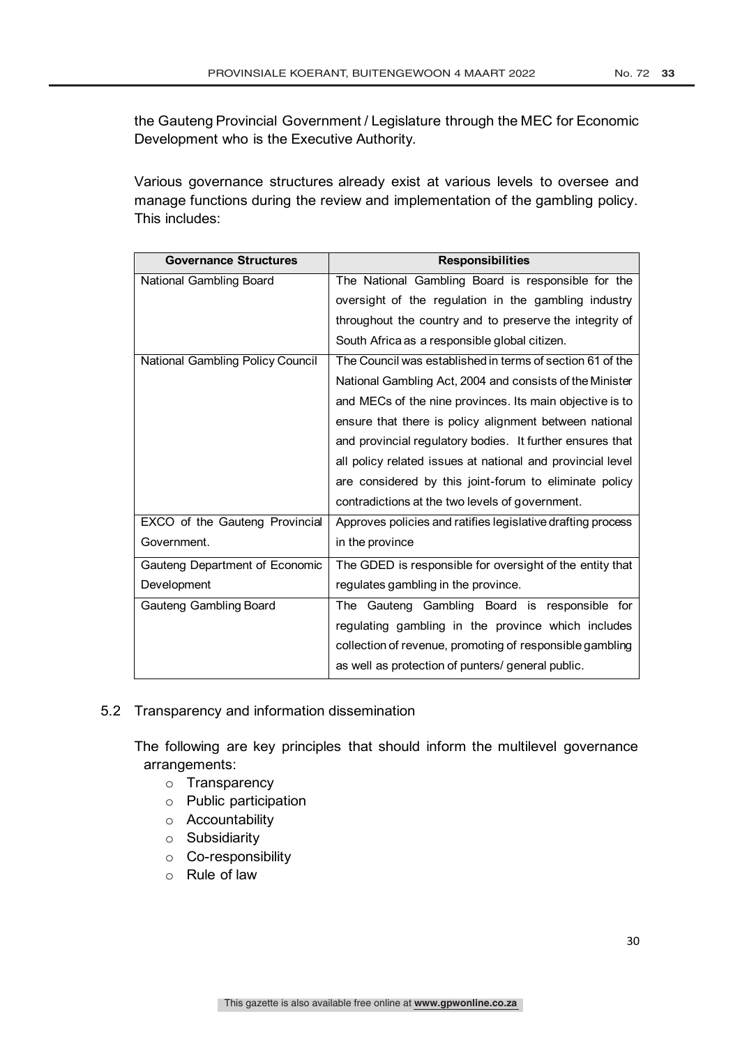the Gauteng Provincial Government / Legislature through the MEC for Economic Development who is the Executive Authority.

Various governance structures already exist at various levels to oversee and manage functions during the review and implementation of the gambling policy. This includes:

| Governance Structures | Responsibilities |
|---|---|
| National Gambling Board | The National Gambling Board is responsible for the oversight of the regulation in the gambling industry throughout the country and to preserve the integrity of South Africa as a responsible global citizen. |
| National Gambling Policy Council | The Council was established in terms of section 61 of the National Gambling Act, 2004 and consists of the Minister and MECs of the nine provinces. Its main objective is to ensure that there is policy alignment between national and provincial regulatory bodies. It further ensures that all policy related issues at national and provincial level are considered by this joint-forum to eliminate policy contradictions at the two levels of government. |
| EXCO of the Gauteng Provincial Government. | Approves policies and ratifies legislative drafting process in the province |
| Gauteng Department of Economic Development | The GDED is responsible for oversight of the entity that regulates gambling in the province. |
| Gauteng Gambling Board | The Gauteng Gambling Board is responsible for regulating gambling in the province which includes collection of revenue, promoting of responsible gambling as well as protection of punters/ general public. |

5.2 Transparency and information dissemination

The following are key principles that should inform the multilevel governance arrangements:

- Transparency
- Public participation
- Accountability
- Subsidiarity
- Co-responsibility
- Rule of law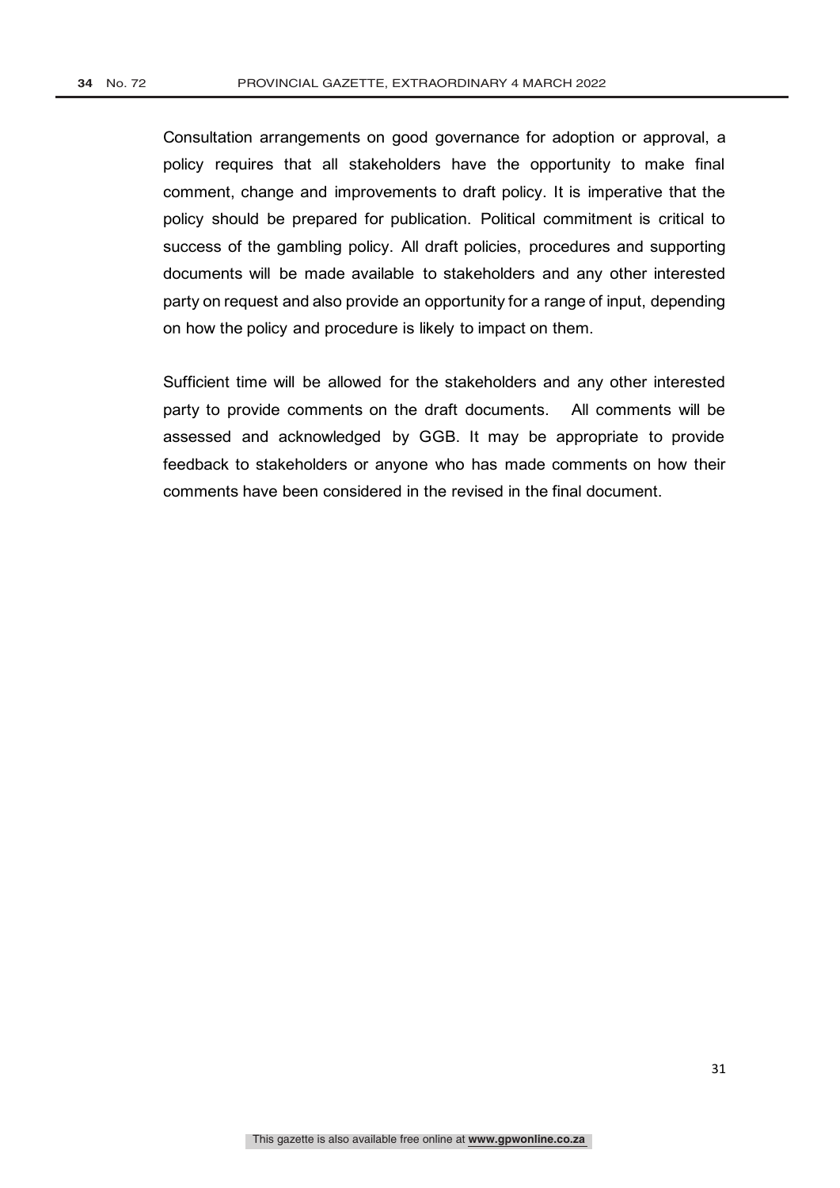Consultation arrangements on good governance for adoption or approval, a policy requires that all stakeholders have the opportunity to make final comment, change and improvements to draft policy. It is imperative that the policy should be prepared for publication. Political commitment is critical to success of the gambling policy. All draft policies, procedures and supporting documents will be made available to stakeholders and any other interested party on request and also provide an opportunity for a range of input, depending on how the policy and procedure is likely to impact on them.

Sufficient time will be allowed for the stakeholders and any other interested party to provide comments on the draft documents. All comments will be assessed and acknowledged by GGB. It may be appropriate to provide feedback to stakeholders or anyone who has made comments on how their comments have been considered in the revised in the final document.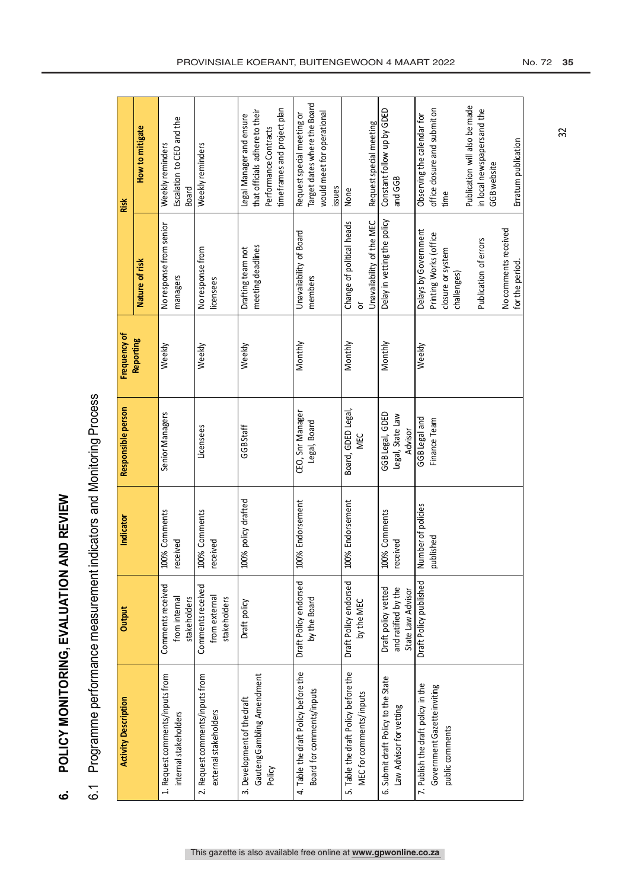## 6. POLICY MONITORING, EVALUATION AND REVIEW

### 6.1 Programme performance measurement indicators and Monitoring Process

| Activity Description | Output | Indicator | Responsible person | Frequency of Reporting | Risk | |
|---|---|---|---|---|---|---|
| | | | | | Nature of risk | How to mitigate |
| 1. Request comments/inputs from internal stakeholders | Comments received from internal stakeholders | 100% Comments received | Senior Managers | Weekly | No response from senior managers | Weekly reminders<br>Escalation to CEO and the Board |
| 2. Request comments/inputs from external stakeholders | Comments received from external stakeholders | 100% Comments received | Licensees | Weekly | No response from licensees | Weekly reminders |
| 3. Development of the draft Gauteng Gambling Amendment Policy | Draft policy | 100% policy drafted | GGB Staff | Weekly | Drafting team not meeting deadlines | Legal Manager and ensure that officials adhere to their Performance Contracts timeframes and project plan |
| 4. Table the draft Policy before the Board for comments/inputs | Draft Policy endorsed by the Board | 100% Endorsement | CEO, Snr Manager Legal, Board | Monthly | Unavailability of Board members | Request special meeting or Target dates where the Board would meet for operational issues |
| 5. Table the draft Policy before the MEC for comments/inputs | Draft Policy endorsed by the MEC | 100% Endorsement | Board, GDED Legal, MEC | Monthly | Change of political heads<br>or<br>Unavailability of the MEC | None<br><br>Request special meeting |
| 6. Submit draft Policy to the State Law Advisor for vetting | Draft policy vetted and ratified by the State Law Advisor | 100% Comments received | GGB Legal, GDED Legal, State Law Advisor | Monthly | Delay in vetting the policy | Constant follow up by GDED and GGB |
| 7. Publish the draft policy in the Government Gazette inviting public comments | Draft Policy published | Number of policies published | GGB Legal and Finance Team | Weekly | Delays by Government Printing Works (office closure or system challenges)<br><br>Publication of errors<br><br>No comments received for the period. | Observing the calendar for office closure and submit on time<br><br>Publication will also be made in local newspapers and the GGB website<br><br>Erratum publication |

32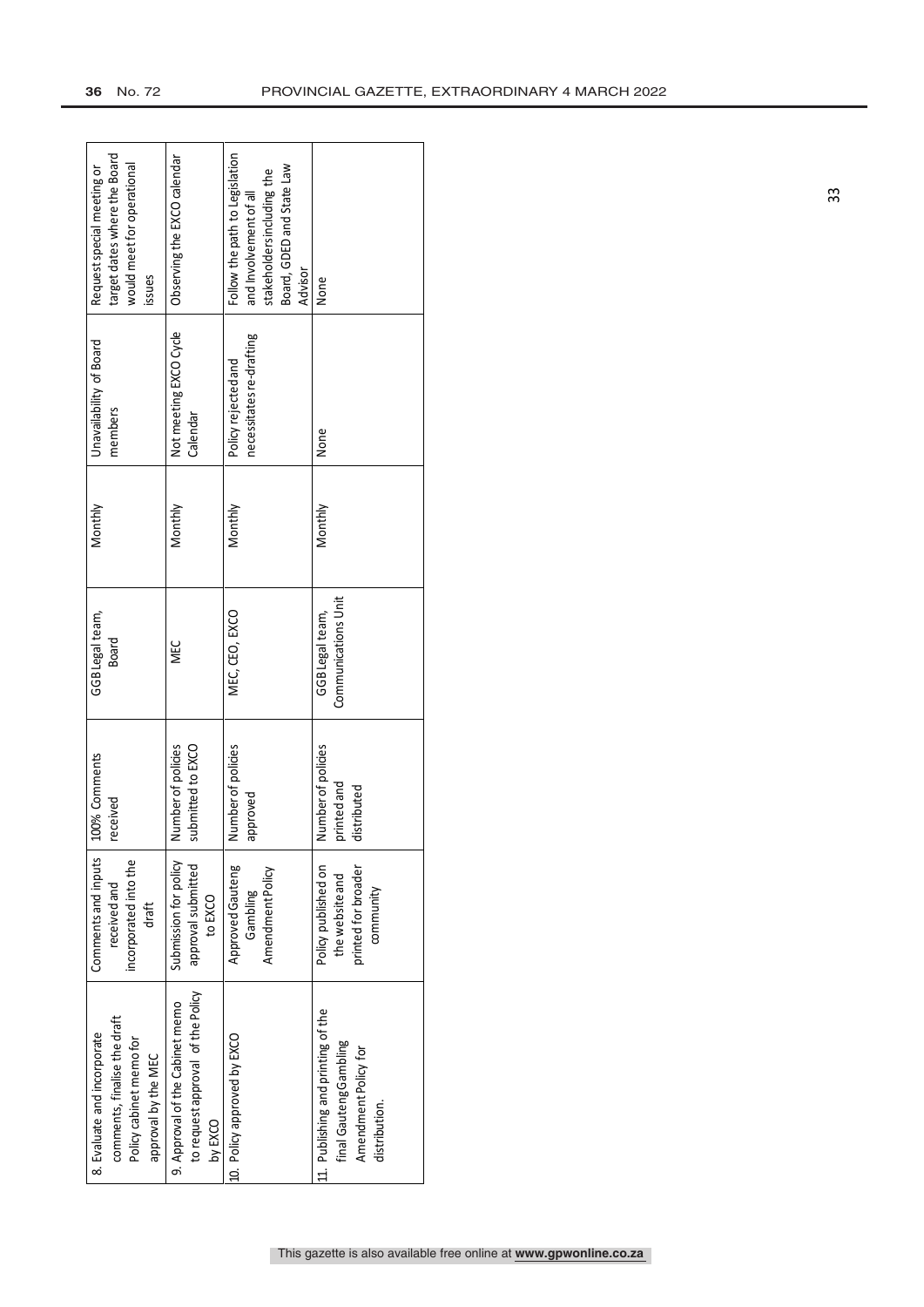| 8. Evaluate and incorporate comments, finalise the draft Policy cabinet memo for approval by the MEC | Comments and inputs received and incorporated into the draft | 100% Comments received | GGB Legal team, Board | Monthly | Unavailability of Board members | Request special meeting or target dates where the Board would meet for operational issues |
|---|---|---|---|---|---|---|
| 9. Approval of the Cabinet memo to request approval of the Policy by EXCO | Submission for policy approval submitted to EXCO | Number of policies submitted to EXCO | MEC | Monthly | Not meeting EXCO Cycle Calendar | Observing the EXCO calendar |
| 10. Policy approved by EXCO | Approved Gauteng Gambling Amendment Policy | Number of policies approved | MEC, CEO, EXCO | Monthly | Policy rejected and necessitates re-drafting | Follow the path to Legislation and Involvement of all stakeholders including the Board, GDED and State Law Advisor |
| 11. Publishing and printing of the final Gauteng Gambling Amendment Policy for distribution. | Policy published on the website and printed for broader community | Number of policies printed and distributed | GGB Legal team, Communications Unit | Monthly | None | None |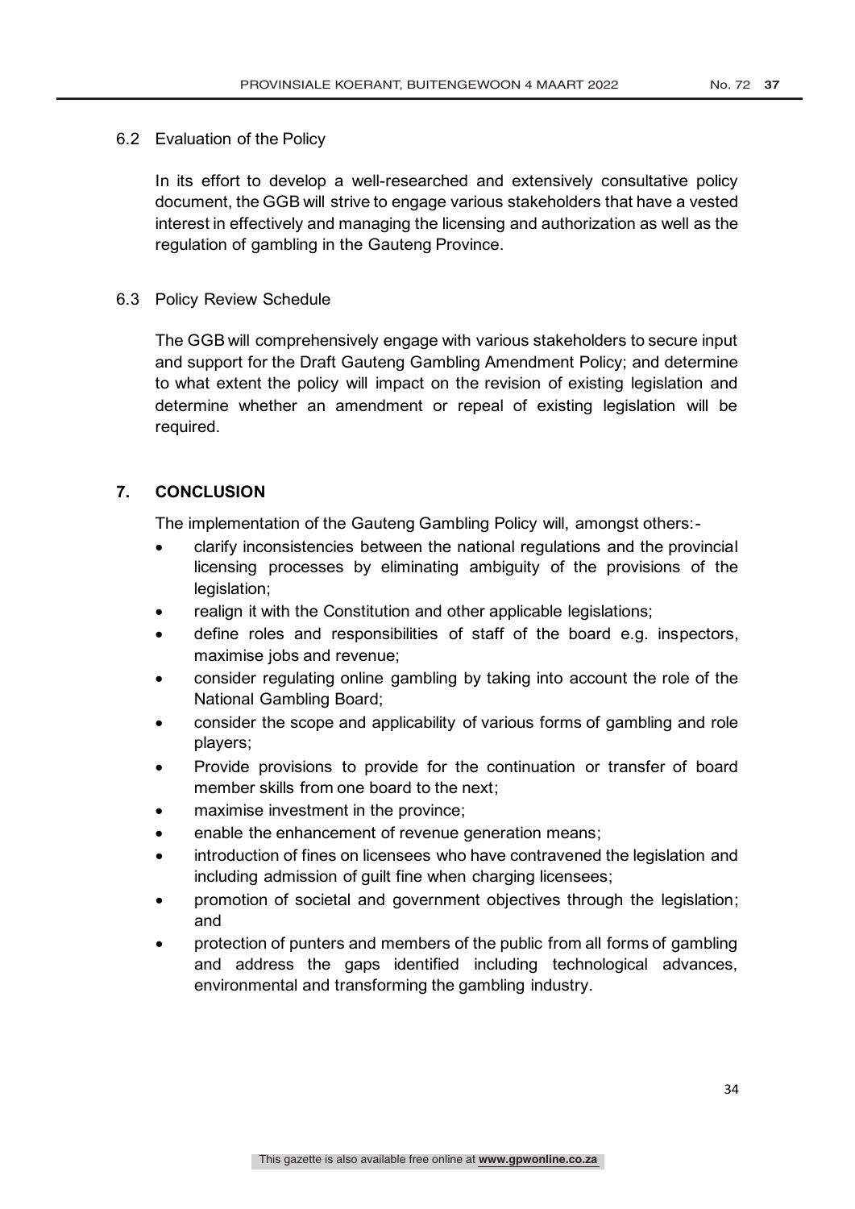### 6.2 Evaluation of the Policy

In its effort to develop a well-researched and extensively consultative policy document, the GGB will strive to engage various stakeholders that have a vested interest in effectively and managing the licensing and authorization as well as the regulation of gambling in the Gauteng Province.

### 6.3 Policy Review Schedule

The GGB will comprehensively engage with various stakeholders to secure input and support for the Draft Gauteng Gambling Amendment Policy; and determine to what extent the policy will impact on the revision of existing legislation and determine whether an amendment or repeal of existing legislation will be required.

## 7. CONCLUSION

The implementation of the Gauteng Gambling Policy will, amongst others:-

- clarify inconsistencies between the national regulations and the provincial licensing processes by eliminating ambiguity of the provisions of the legislation;
- realign it with the Constitution and other applicable legislations;
- define roles and responsibilities of staff of the board e.g. inspectors, maximise jobs and revenue;
- consider regulating online gambling by taking into account the role of the National Gambling Board;
- consider the scope and applicability of various forms of gambling and role players;
- Provide provisions to provide for the continuation or transfer of board member skills from one board to the next;
- maximise investment in the province;
- enable the enhancement of revenue generation means;
- introduction of fines on licensees who have contravened the legislation and including admission of guilt fine when charging licensees;
- promotion of societal and government objectives through the legislation; and
- protection of punters and members of the public from all forms of gambling and address the gaps identified including technological advances, environmental and transforming the gambling industry.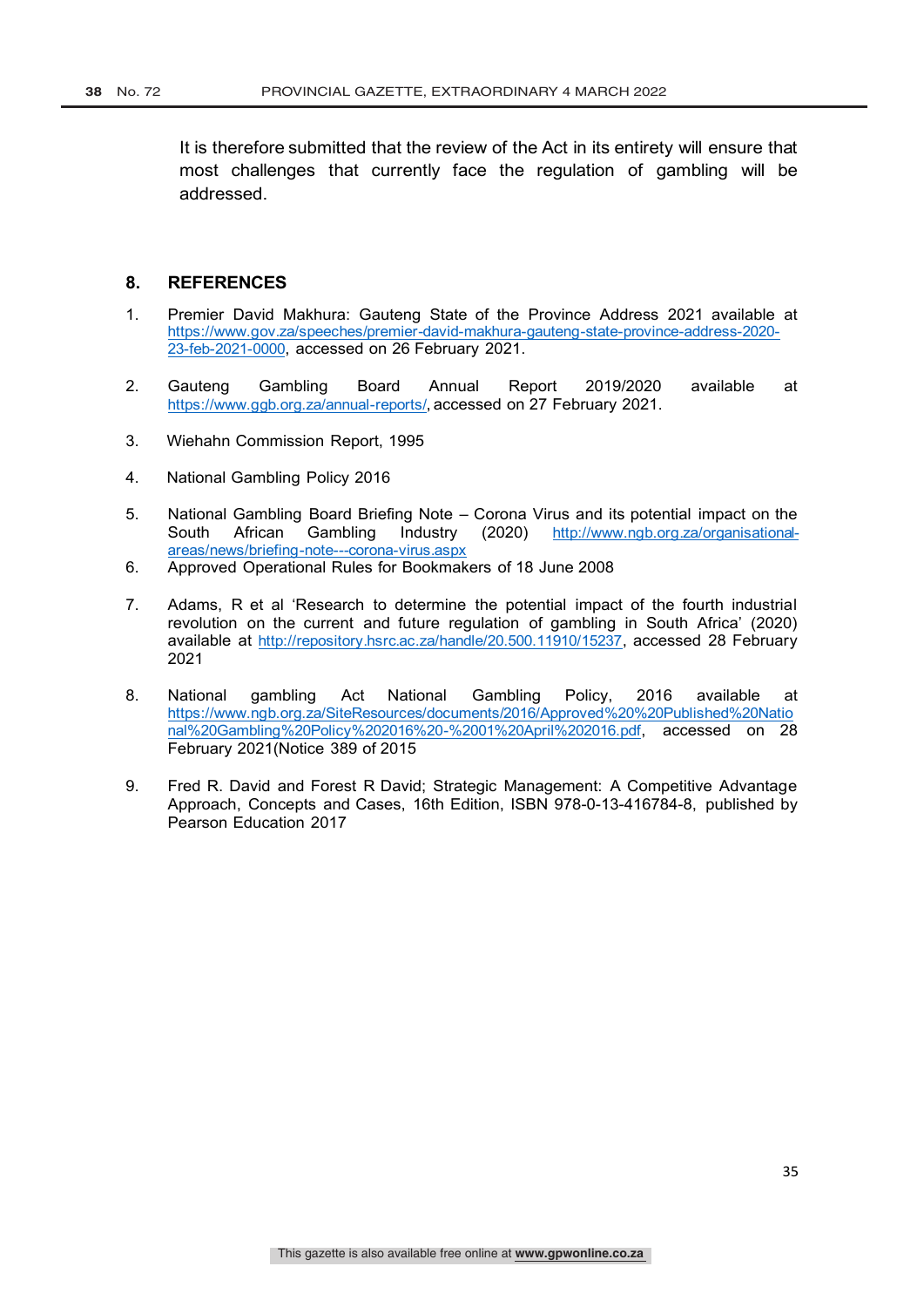It is therefore submitted that the review of the Act in its entirety will ensure that most challenges that currently face the regulation of gambling will be addressed.

## 8. REFERENCES

1. Premier David Makhura: Gauteng State of the Province Address 2021 available at https://www.gov.za/speeches/premier-david-makhura-gauteng-state-province-address-2020-23-feb-2021-0000, accessed on 26 February 2021.

2. Gauteng Gambling Board Annual Report 2019/2020 available at https://www.ggb.org.za/annual-reports/, accessed on 27 February 2021.

3. Wiehahn Commission Report, 1995

4. National Gambling Policy 2016

5. National Gambling Board Briefing Note – Corona Virus and its potential impact on the South African Gambling Industry (2020) http://www.ngb.org.za/organisational-areas/news/briefing-note---corona-virus.aspx

6. Approved Operational Rules for Bookmakers of 18 June 2008

7. Adams, R et al 'Research to determine the potential impact of the fourth industrial revolution on the current and future regulation of gambling in South Africa' (2020) available at http://repository.hsrc.ac.za/handle/20.500.11910/15237, accessed 28 February 2021

8. National gambling Act National Gambling Policy, 2016 available at https://www.ngb.org.za/SiteResources/documents/2016/Approved%20%20Published%20National%20Gambling%20Policy%202016%20-%2001%20April%202016.pdf, accessed on 28 February 2021(Notice 389 of 2015

9. Fred R. David and Forest R David; Strategic Management: A Competitive Advantage Approach, Concepts and Cases, 16th Edition, ISBN 978-0-13-416784-8, published by Pearson Education 2017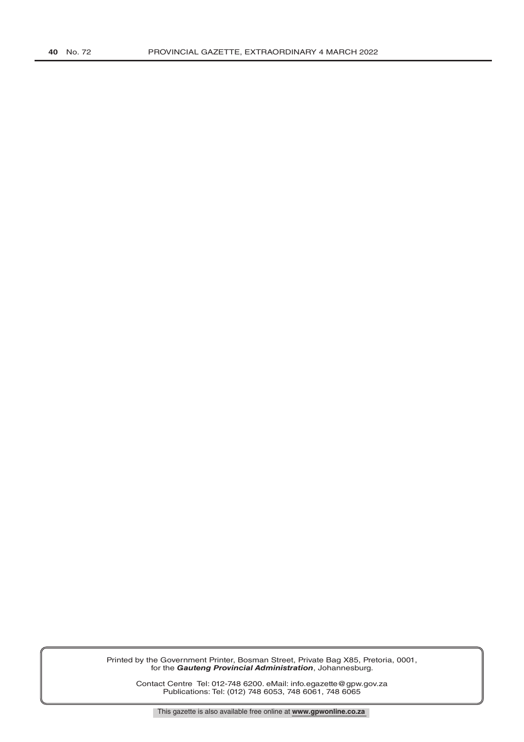Printed by the Government Printer, Bosman Street, Private Bag X85, Pretoria, 0001, for the ***Gauteng Provincial Administration***, Johannesburg.

Contact Centre Tel: 012-748 6200. eMail: info.egazette@gpw.gov.za
Publications: Tel: (012) 748 6053, 748 6061, 748 6065

This gazette is also available free online at **www.gpwonline.co.za**